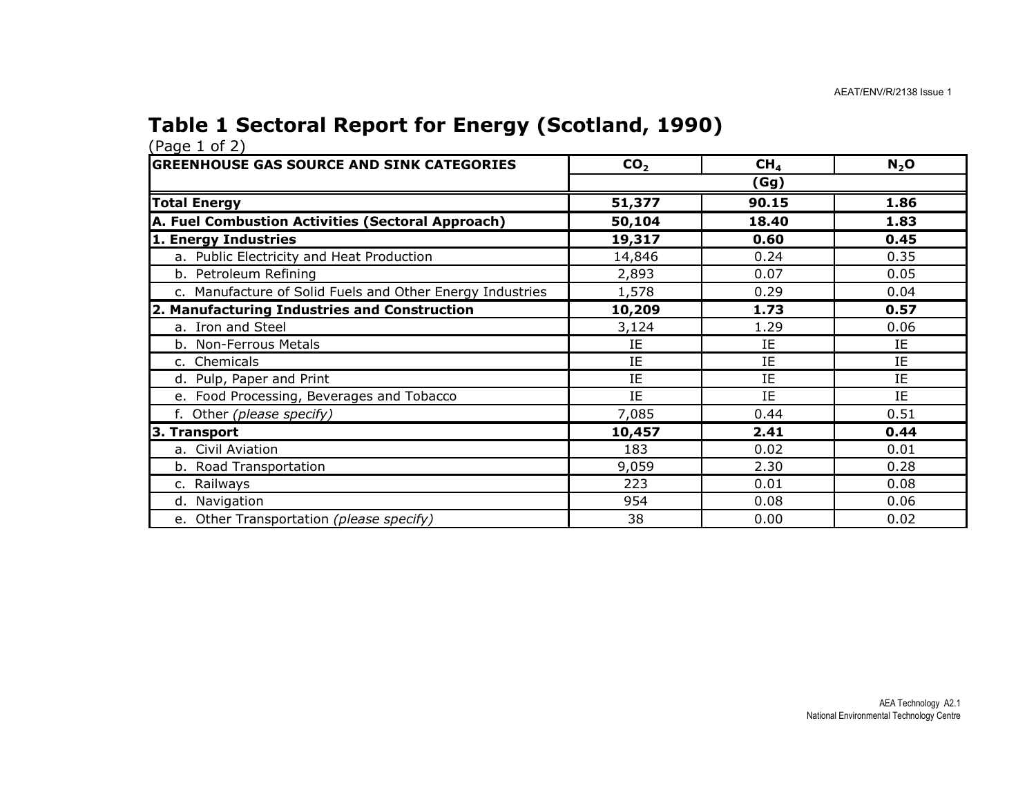# Table 1 Sectoral Report for Energy (Scotland, 1990)

(Page 1 of 2)

| GREENHOUSE GAS SOURCE AND SINK CATEGORIES | $CO_2$ | $CH_4$ | $N_2O$ |
|---|---|---|---|
| | (Gg) | | |
| **Total Energy** | **51,377** | **90.15** | **1.86** |
| **A. Fuel Combustion Activities (Sectoral Approach)** | **50,104** | **18.40** | **1.83** |
| **1. Energy Industries** | **19,317** | **0.60** | **0.45** |
| a. Public Electricity and Heat Production | 14,846 | 0.24 | 0.35 |
| b. Petroleum Refining | 2,893 | 0.07 | 0.05 |
| c. Manufacture of Solid Fuels and Other Energy Industries | 1,578 | 0.29 | 0.04 |
| **2. Manufacturing Industries and Construction** | **10,209** | **1.73** | **0.57** |
| a. Iron and Steel | 3,124 | 1.29 | 0.06 |
| b. Non-Ferrous Metals | IE | IE | IE |
| c. Chemicals | IE | IE | IE |
| d. Pulp, Paper and Print | IE | IE | IE |
| e. Food Processing, Beverages and Tobacco | IE | IE | IE |
| f. Other *(please specify)* | 7,085 | 0.44 | 0.51 |
| **3. Transport** | **10,457** | **2.41** | **0.44** |
| a. Civil Aviation | 183 | 0.02 | 0.01 |
| b. Road Transportation | 9,059 | 2.30 | 0.28 |
| c. Railways | 223 | 0.01 | 0.08 |
| d. Navigation | 954 | 0.08 | 0.06 |
| e. Other Transportation *(please specify)* | 38 | 0.00 | 0.02 |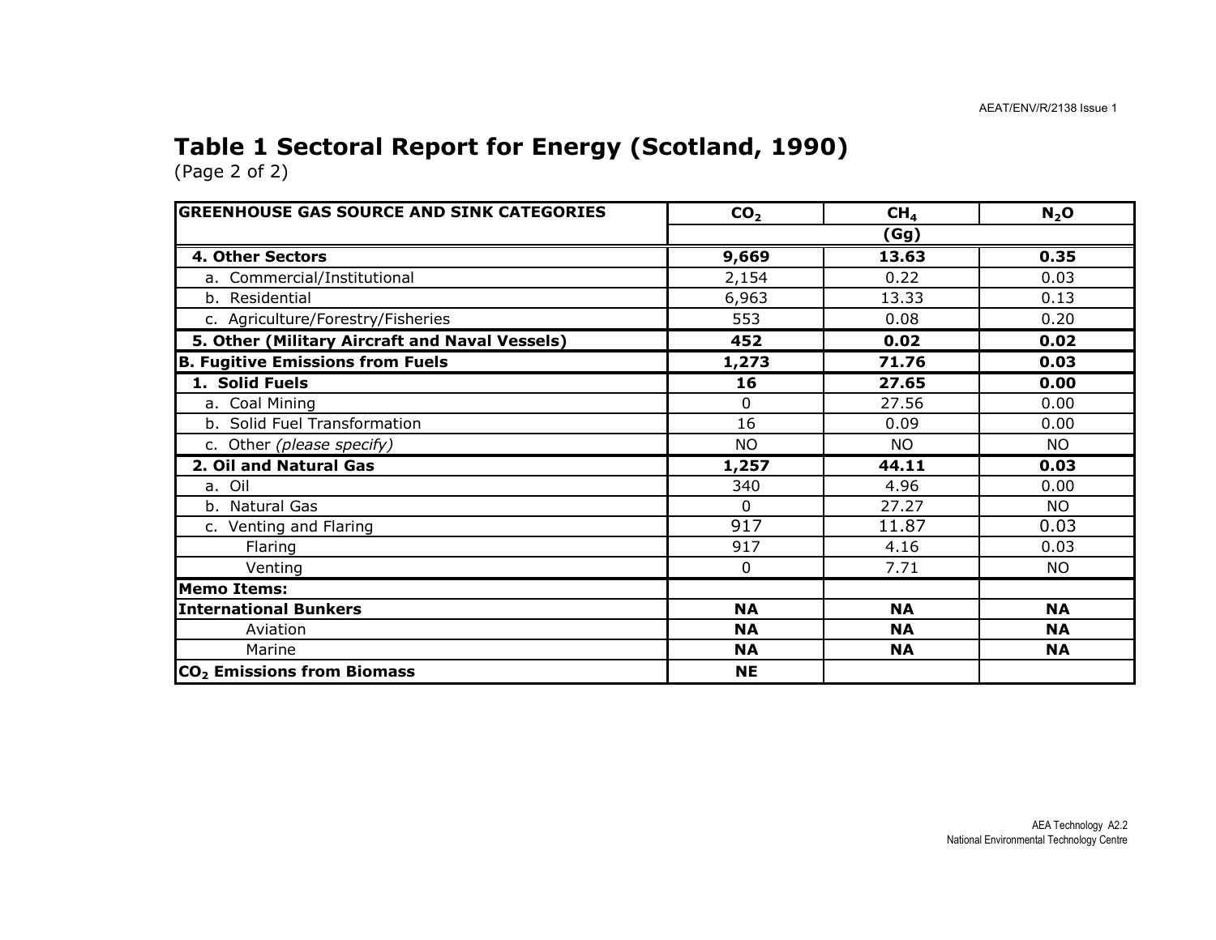# Table 1 Sectoral Report for Energy (Scotland, 1990)

(Page 2 of 2)

| GREENHOUSE GAS SOURCE AND SINK CATEGORIES | $CO_2$ | $CH_4$ | $N_2O$ |
|---|---|---|---|
| | (Gg) | | |
| **4. Other Sectors** | **9,669** | **13.63** | **0.35** |
| a. Commercial/Institutional | 2,154 | 0.22 | 0.03 |
| b. Residential | 6,963 | 13.33 | 0.13 |
| c. Agriculture/Forestry/Fisheries | 553 | 0.08 | 0.20 |
| **5. Other (Military Aircraft and Naval Vessels)** | **452** | **0.02** | **0.02** |
| **B. Fugitive Emissions from Fuels** | **1,273** | **71.76** | **0.03** |
| **1. Solid Fuels** | **16** | **27.65** | **0.00** |
| a. Coal Mining | 0 | 27.56 | 0.00 |
| b. Solid Fuel Transformation | 16 | 0.09 | 0.00 |
| c. Other *(please specify)* | NO | NO | NO |
| **2. Oil and Natural Gas** | **1,257** | **44.11** | **0.03** |
| a. Oil | 340 | 4.96 | 0.00 |
| b. Natural Gas | 0 | 27.27 | NO |
| c. Venting and Flaring | 917 | 11.87 | 0.03 |
| Flaring | 917 | 4.16 | 0.03 |
| Venting | 0 | 7.71 | NO |
| **Memo Items:** | | | |
| **International Bunkers** | **NA** | **NA** | **NA** |
| Aviation | **NA** | **NA** | **NA** |
| Marine | **NA** | **NA** | **NA** |
| **$CO_2$ Emissions from Biomass** | **NE** | | |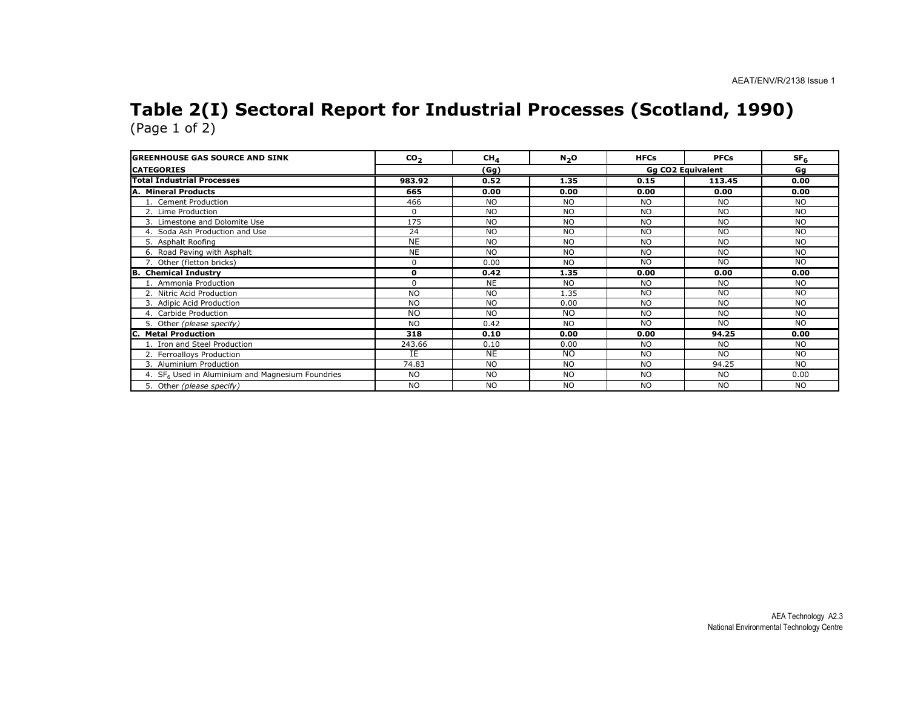# Table 2(I) Sectoral Report for Industrial Processes (Scotland, 1990)

(Page 1 of 2)

| GREENHOUSE GAS SOURCE AND SINK | $CO_2$ | $CH_4$ | $N_2O$ | HFCs | PFCs | $SF_6$ |
|---|---|---|---|---|---|---|
| CATEGORIES | (Gg) | | | Gg CO2 Equivalent | | Gg |
| **Total Industrial Processes** | **983.92** | **0.52** | **1.35** | **0.15** | **113.45** | **0.00** |
| **A. Mineral Products** | **665** | **0.00** | **0.00** | **0.00** | **0.00** | **0.00** |
| 1. Cement Production | 466 | NO | NO | NO | NO | NO |
| 2. Lime Production | 0 | NO | NO | NO | NO | NO |
| 3. Limestone and Dolomite Use | 175 | NO | NO | NO | NO | NO |
| 4. Soda Ash Production and Use | 24 | NO | NO | NO | NO | NO |
| 5. Asphalt Roofing | NE | NO | NO | NO | NO | NO |
| 6. Road Paving with Asphalt | NE | NO | NO | NO | NO | NO |
| 7. Other (fletton bricks) | 0 | 0.00 | NO | NO | NO | NO |
| **B. Chemical Industry** | **0** | **0.42** | **1.35** | **0.00** | **0.00** | **0.00** |
| 1. Ammonia Production | 0 | NE | NO | NO | NO | NO |
| 2. Nitric Acid Production | NO | NO | 1.35 | NO | NO | NO |
| 3. Adipic Acid Production | NO | NO | 0.00 | NO | NO | NO |
| 4. Carbide Production | NO | NO | NO | NO | NO | NO |
| 5. Other *(please specify)* | NO | 0.42 | NO | NO | NO | NO |
| **C. Metal Production** | **318** | **0.10** | **0.00** | **0.00** | **94.25** | **0.00** |
| 1. Iron and Steel Production | 243.66 | 0.10 | 0.00 | NO | NO | NO |
| 2. Ferroalloys Production | IE | NE | NO | NO | NO | NO |
| 3. Aluminium Production | 74.83 | NO | NO | NO | 94.25 | NO |
| 4. $SF_6$ Used in Aluminium and Magnesium Foundries | NO | NO | NO | NO | NO | 0.00 |
| 5. Other *(please specify)* | NO | NO | NO | NO | NO | NO |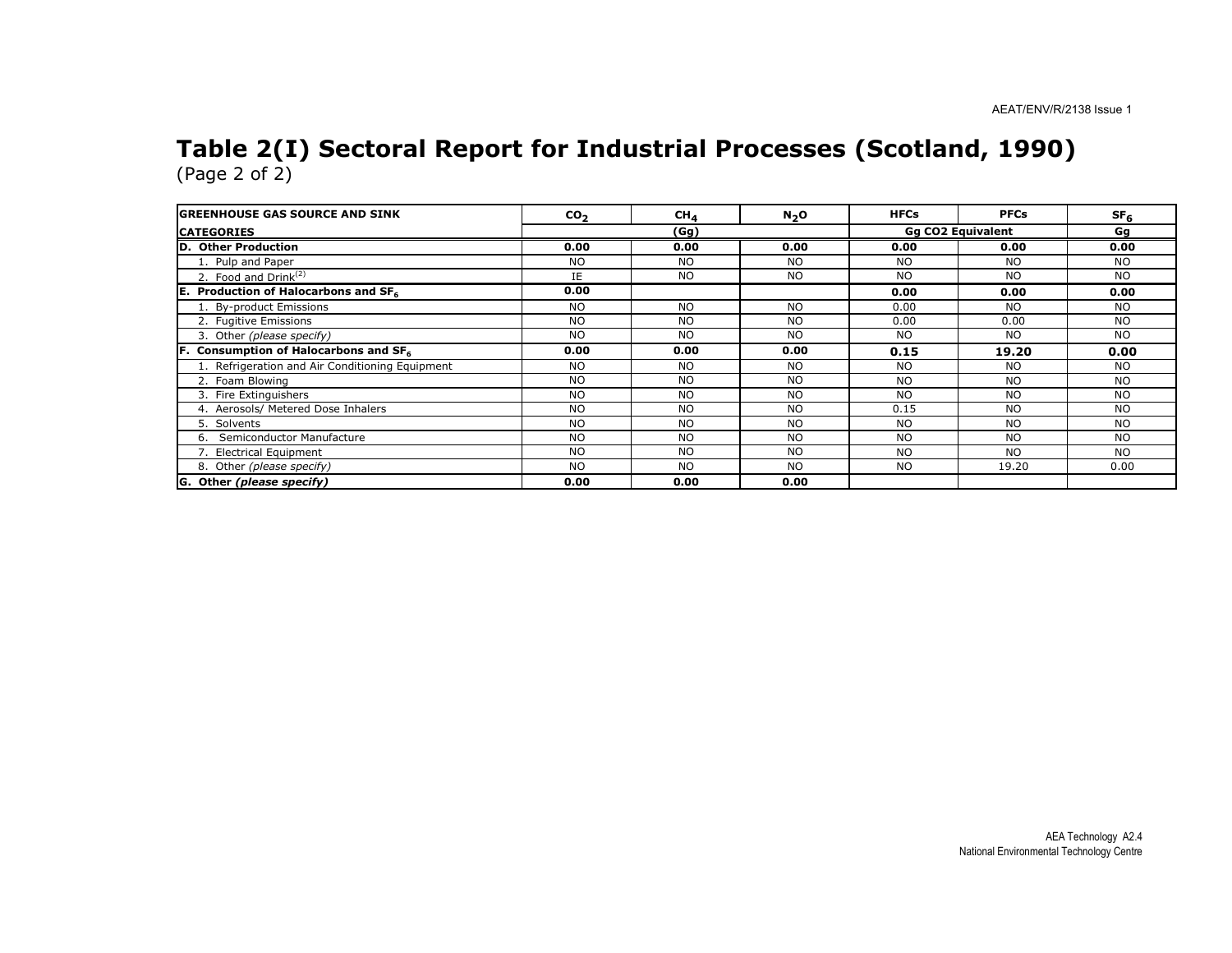# Table 2(I) Sectoral Report for Industrial Processes (Scotland, 1990)

(Page 2 of 2)

| GREENHOUSE GAS SOURCE AND SINK | $CO_2$ | $CH_4$ | $N_2O$ | HFCs | PFCs | $SF_6$ |
|---|---|---|---|---|---|---|
| CATEGORIES | | (Gg) | | Gg CO2 Equivalent | | Gg |
| **D. Other Production** | **0.00** | **0.00** | **0.00** | **0.00** | **0.00** | **0.00** |
| 1. Pulp and Paper | NO | NO | NO | NO | NO | NO |
| 2. Food and Drink[(2)] | IE | NO | NO | NO | NO | NO |
| **E. Production of Halocarbons and $SF_6$** | **0.00** | | | **0.00** | **0.00** | **0.00** |
| 1. By-product Emissions | NO | NO | NO | 0.00 | NO | NO |
| 2. Fugitive Emissions | NO | NO | NO | 0.00 | 0.00 | NO |
| 3. Other *(please specify)* | NO | NO | NO | NO | NO | NO |
| **F. Consumption of Halocarbons and $SF_6$** | **0.00** | **0.00** | **0.00** | **0.15** | **19.20** | **0.00** |
| 1. Refrigeration and Air Conditioning Equipment | NO | NO | NO | NO | NO | NO |
| 2. Foam Blowing | NO | NO | NO | NO | NO | NO |
| 3. Fire Extinguishers | NO | NO | NO | NO | NO | NO |
| 4. Aerosols/ Metered Dose Inhalers | NO | NO | NO | 0.15 | NO | NO |
| 5. Solvents | NO | NO | NO | NO | NO | NO |
| 6. Semiconductor Manufacture | NO | NO | NO | NO | NO | NO |
| 7. Electrical Equipment | NO | NO | NO | NO | NO | NO |
| 8. Other *(please specify)* | NO | NO | NO | NO | 19.20 | 0.00 |
| **G. Other *(please specify)*** | **0.00** | **0.00** | **0.00** | | | |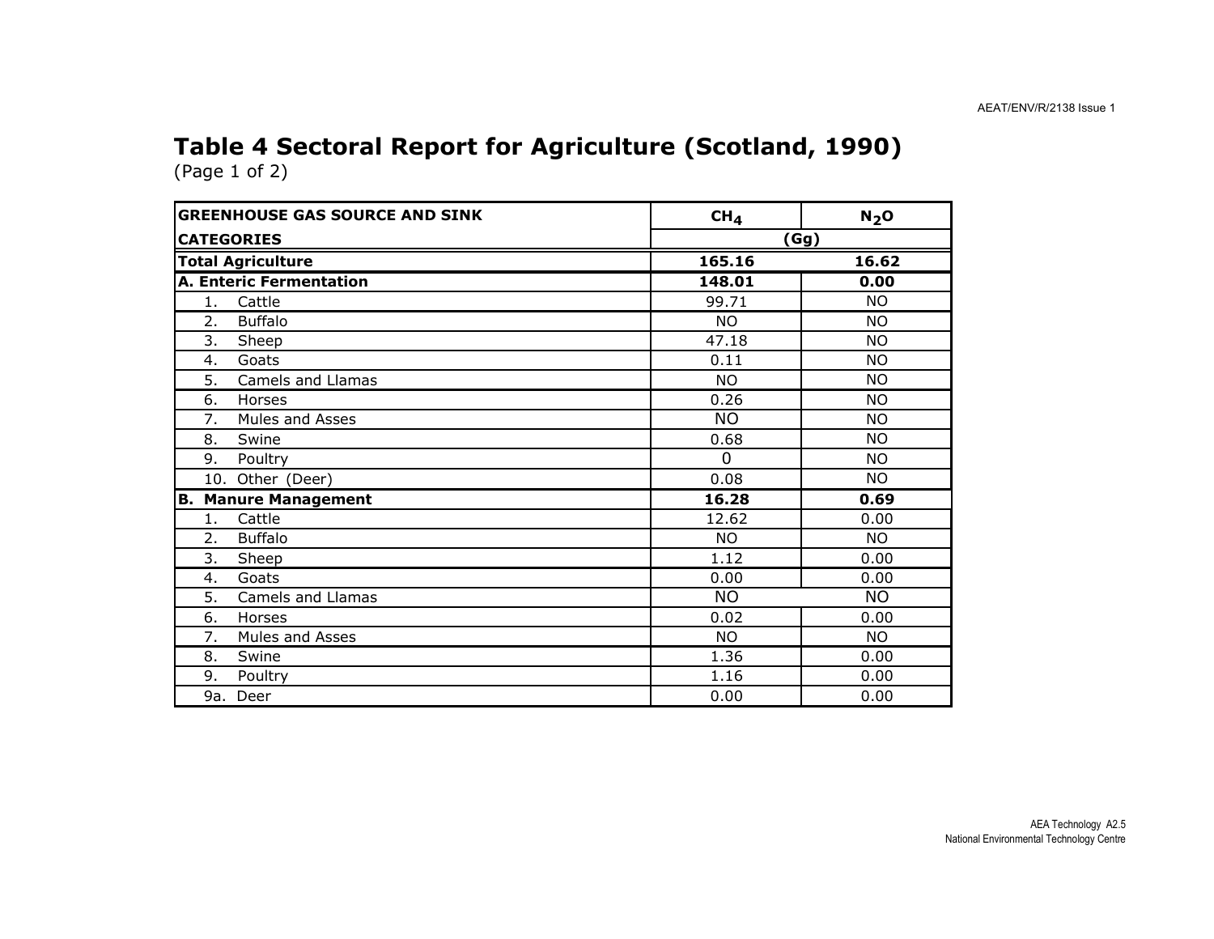## Table 4 Sectoral Report for Agriculture (Scotland, 1990)

(Page 1 of 2)

| GREENHOUSE GAS SOURCE AND SINK | $CH_4$ | $N_2O$ |
|---|---|---|
| **CATEGORIES** | (Gg) | |
| **Total Agriculture** | **165.16** | **16.62** |
| **A. Enteric Fermentation** | **148.01** | **0.00** |
| 1. Cattle | 99.71 | NO |
| 2. Buffalo | NO | NO |
| 3. Sheep | 47.18 | NO |
| 4. Goats | 0.11 | NO |
| 5. Camels and Llamas | NO | NO |
| 6. Horses | 0.26 | NO |
| 7. Mules and Asses | NO | NO |
| 8. Swine | 0.68 | NO |
| 9. Poultry | 0 | NO |
| 10. Other (Deer) | 0.08 | NO |
| **B. Manure Management** | **16.28** | **0.69** |
| 1. Cattle | 12.62 | 0.00 |
| 2. Buffalo | NO | NO |
| 3. Sheep | 1.12 | 0.00 |
| 4. Goats | 0.00 | 0.00 |
| 5. Camels and Llamas | NO | NO |
| 6. Horses | 0.02 | 0.00 |
| 7. Mules and Asses | NO | NO |
| 8. Swine | 1.36 | 0.00 |
| 9. Poultry | 1.16 | 0.00 |
| 9a. Deer | 0.00 | 0.00 |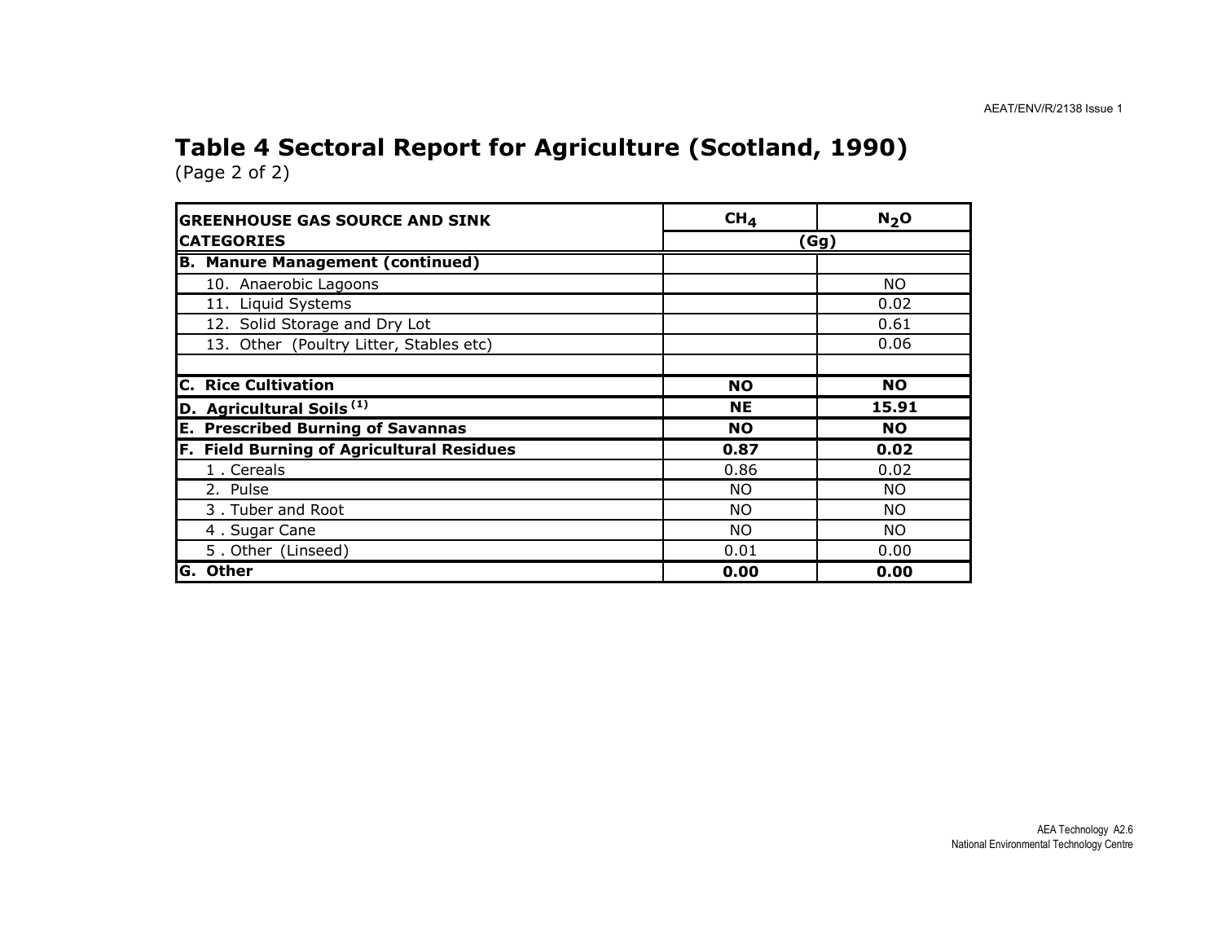## Table 4 Sectoral Report for Agriculture (Scotland, 1990)

(Page 2 of 2)

| GREENHOUSE GAS SOURCE AND SINK CATEGORIES | $CH_4$ | $N_2O$ |
|---|---|---|
| | (Gg) | |
| **B. Manure Management (continued)** | | |
| 10. Anaerobic Lagoons | | NO |
| 11. Liquid Systems | | 0.02 |
| 12. Solid Storage and Dry Lot | | 0.61 |
| 13. Other (Poultry Litter, Stables etc) | | 0.06 |
| | | |
| **C. Rice Cultivation** | **NO** | **NO** |
| **D. Agricultural Soils (1)** | **NE** | **15.91** |
| **E. Prescribed Burning of Savannas** | **NO** | **NO** |
| **F. Field Burning of Agricultural Residues** | **0.87** | **0.02** |
| 1 . Cereals | 0.86 | 0.02 |
| 2. Pulse | NO | NO |
| 3 . Tuber and Root | NO | NO |
| 4 . Sugar Cane | NO | NO |
| 5 . Other (Linseed) | 0.01 | 0.00 |
| **G. Other** | **0.00** | **0.00** |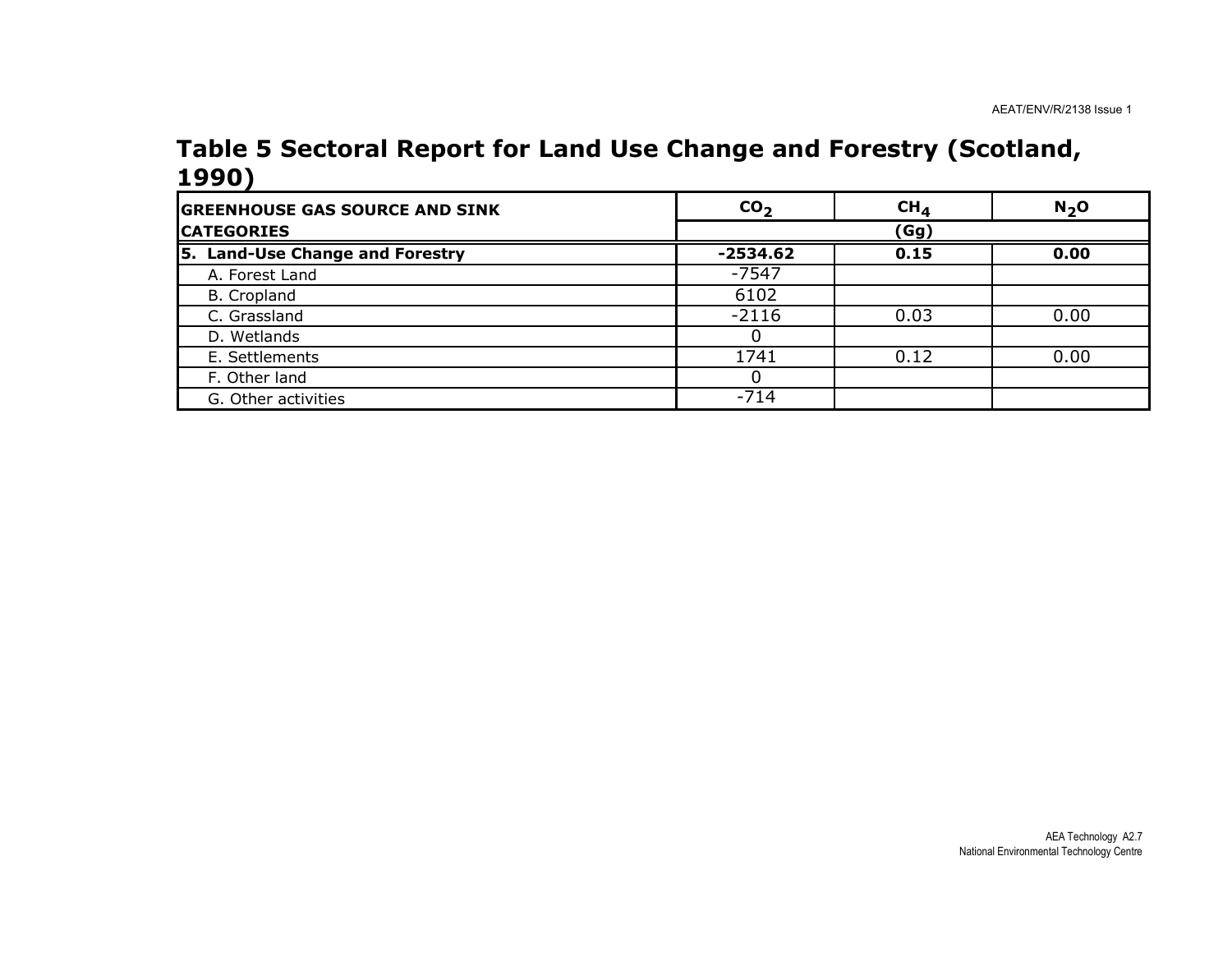## Table 5 Sectoral Report for Land Use Change and Forestry (Scotland, 1990)

| GREENHOUSE GAS SOURCE AND SINK CATEGORIES | $CO_2$ | $CH_4$ | $N_2O$ |
|---|---|---|---|
| | (Gg) | | |
| **5. Land-Use Change and Forestry** | **-2534.62** | **0.15** | **0.00** |
| A. Forest Land | -7547 | | |
| B. Cropland | 6102 | | |
| C. Grassland | -2116 | 0.03 | 0.00 |
| D. Wetlands | 0 | | |
| E. Settlements | 1741 | 0.12 | 0.00 |
| F. Other land | 0 | | |
| G. Other activities | -714 | | |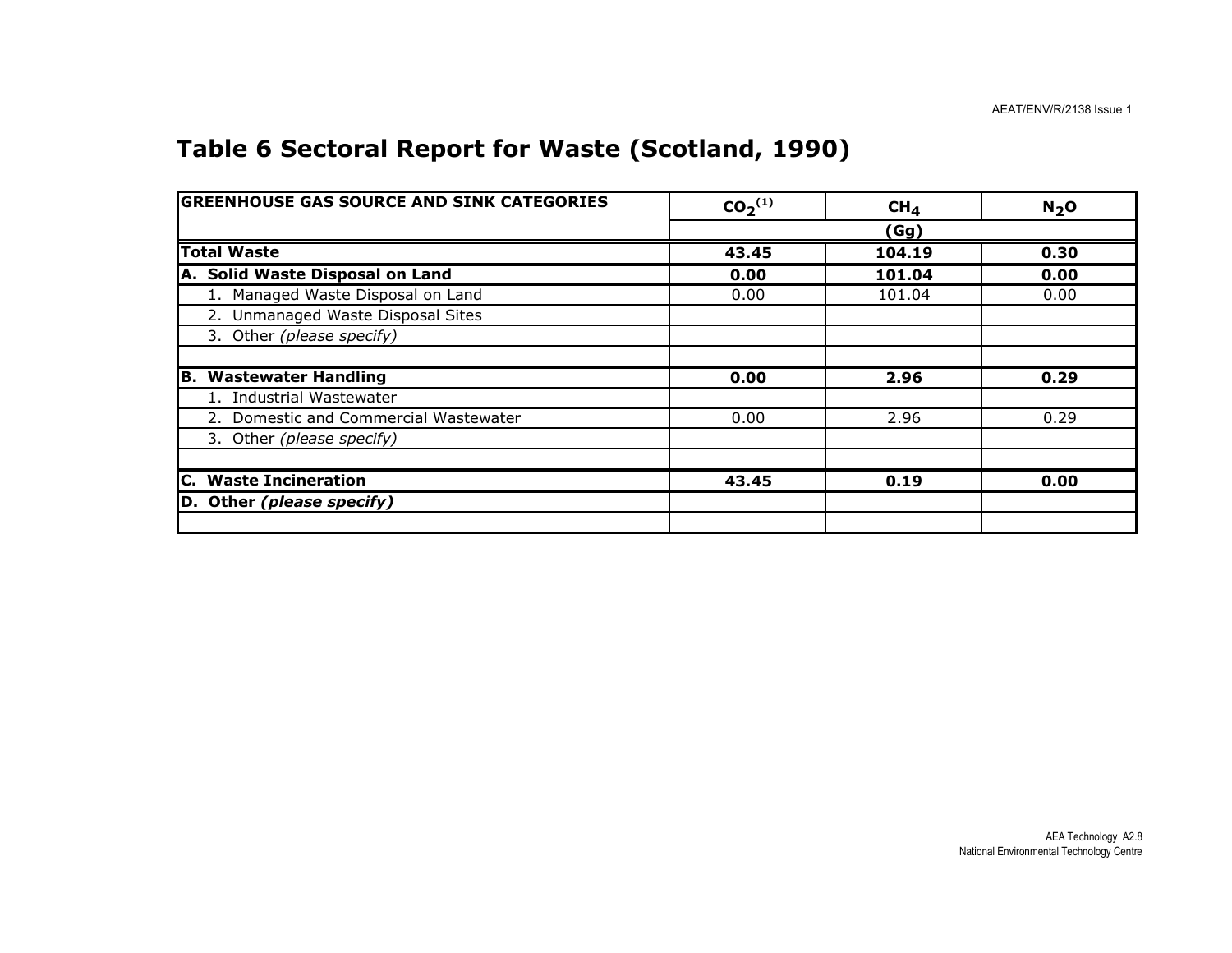## Table 6 Sectoral Report for Waste (Scotland, 1990)

| GREENHOUSE GAS SOURCE AND SINK CATEGORIES | $CO_2$ [(1)] | $CH_4$ | $N_2O$ |
|---|---|---|---|
| | (Gg) | | |
| **Total Waste** | **43.45** | **104.19** | **0.30** |
| **A. Solid Waste Disposal on Land** | **0.00** | **101.04** | **0.00** |
| 1. Managed Waste Disposal on Land | 0.00 | 101.04 | 0.00 |
| 2. Unmanaged Waste Disposal Sites | | | |
| 3. Other *(please specify)* | | | |
| | | | |
| **B. Wastewater Handling** | **0.00** | **2.96** | **0.29** |
| 1. Industrial Wastewater | | | |
| 2. Domestic and Commercial Wastewater | 0.00 | 2.96 | 0.29 |
| 3. Other *(please specify)* | | | |
| | | | |
| **C. Waste Incineration** | **43.45** | **0.19** | **0.00** |
| **D. Other *(please specify)*** | | | |
| | | | |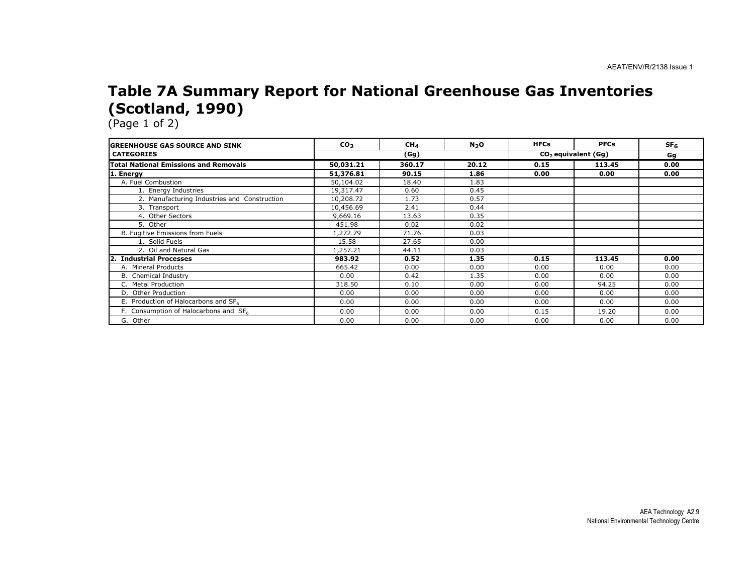# Table 7A Summary Report for National Greenhouse Gas Inventories (Scotland, 1990)

(Page 1 of 2)

| GREENHOUSE GAS SOURCE AND SINK CATEGORIES | $CO_2$ | $CH_4$ | $N_2O$ | HFCs | PFCs | $SF_6$ |
|---|---|---|---|---|---|---|
| | (Gg) | | | $CO_2$ equivalent (Gg) | | Gg |
| **Total National Emissions and Removals** | **50,031.21** | **360.17** | **20.12** | **0.15** | **113.45** | **0.00** |
| **1. Energy** | **51,376.81** | **90.15** | **1.86** | **0.00** | **0.00** | **0.00** |
| A. Fuel Combustion | 50,104.02 | 18.40 | 1.83 | | | |
| 1. Energy Industries | 19,317.47 | 0.60 | 0.45 | | | |
| 2. Manufacturing Industries and Construction | 10,208.72 | 1.73 | 0.57 | | | |
| 3. Transport | 10,456.69 | 2.41 | 0.44 | | | |
| 4. Other Sectors | 9,669.16 | 13.63 | 0.35 | | | |
| 5. Other | 451.98 | 0.02 | 0.02 | | | |
| B. Fugitive Emissions from Fuels | 1,272.79 | 71.76 | 0.03 | | | |
| 1. Solid Fuels | 15.58 | 27.65 | 0.00 | | | |
| 2. Oil and Natural Gas | 1,257.21 | 44.11 | 0.03 | | | |
| **2. Industrial Processes** | **983.92** | **0.52** | **1.35** | **0.15** | **113.45** | **0.00** |
| A. Mineral Products | 665.42 | 0.00 | 0.00 | 0.00 | 0.00 | 0.00 |
| B. Chemical Industry | 0.00 | 0.42 | 1.35 | 0.00 | 0.00 | 0.00 |
| C. Metal Production | 318.50 | 0.10 | 0.00 | 0.00 | 94.25 | 0.00 |
| D. Other Production | 0.00 | 0.00 | 0.00 | 0.00 | 0.00 | 0.00 |
| E. Production of Halocarbons and $SF_6$ | 0.00 | 0.00 | 0.00 | 0.00 | 0.00 | 0.00 |
| F. Consumption of Halocarbons and $SF_6$ | 0.00 | 0.00 | 0.00 | 0.15 | 19.20 | 0.00 |
| G. Other | 0.00 | 0.00 | 0.00 | 0.00 | 0.00 | 0.00 |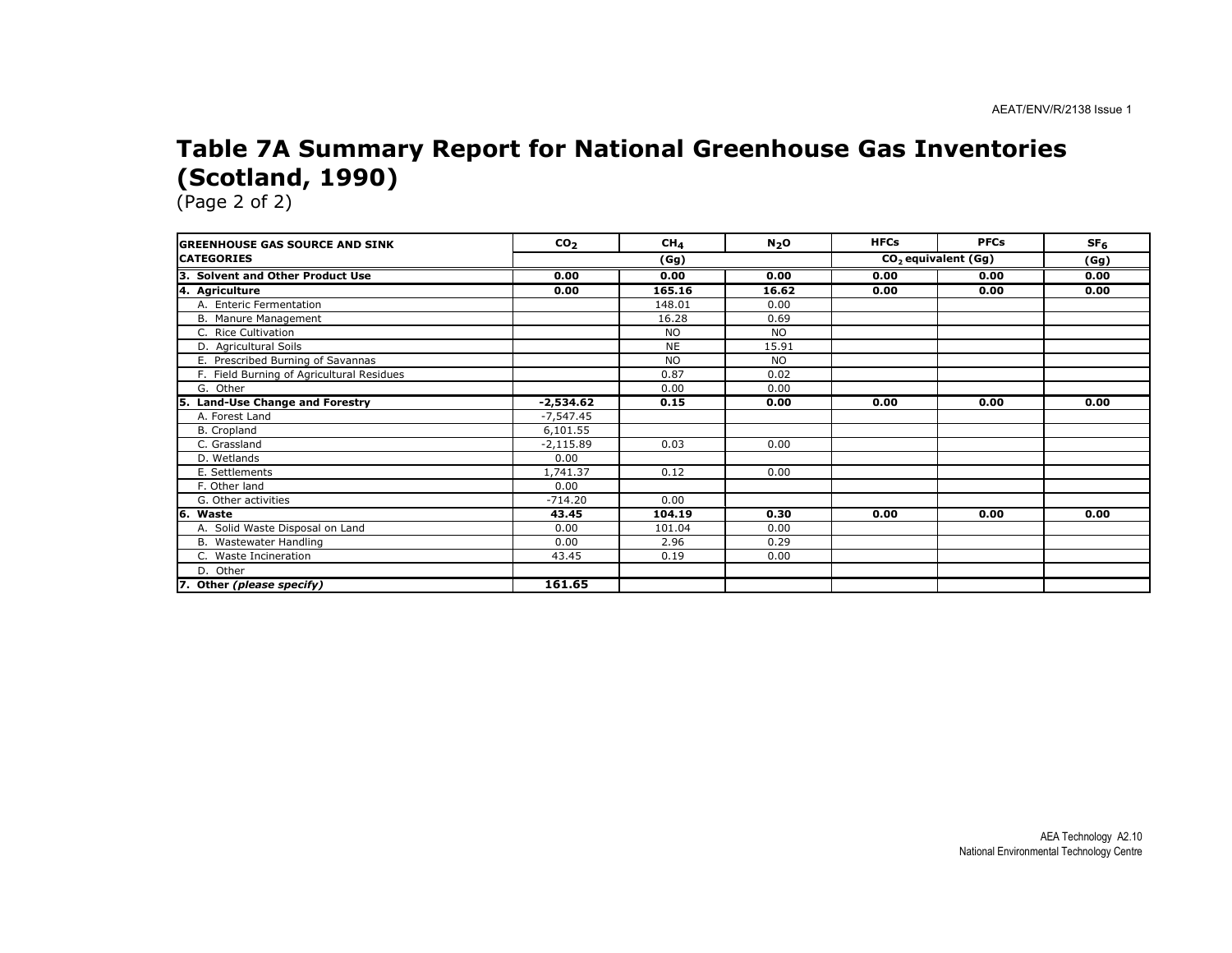# Table 7A Summary Report for National Greenhouse Gas Inventories (Scotland, 1990)

(Page 2 of 2)

| GREENHOUSE GAS SOURCE AND SINK CATEGORIES | $CO_2$ | $CH_4$ | $N_2O$ | HFCs | PFCs | $SF_6$ |
|---|---|---|---|---|---|---|
| | (Gg) | | | $CO_2$ equivalent (Gg) | | (Gg) |
| **3. Solvent and Other Product Use** | **0.00** | **0.00** | **0.00** | **0.00** | **0.00** | **0.00** |
| **4. Agriculture** | **0.00** | **165.16** | **16.62** | **0.00** | **0.00** | **0.00** |
| A. Enteric Fermentation | | 148.01 | 0.00 | | | |
| B. Manure Management | | 16.28 | 0.69 | | | |
| C. Rice Cultivation | | NO | NO | | | |
| D. Agricultural Soils | | NE | 15.91 | | | |
| E. Prescribed Burning of Savannas | | NO | NO | | | |
| F. Field Burning of Agricultural Residues | | 0.87 | 0.02 | | | |
| G. Other | | 0.00 | 0.00 | | | |
| **5. Land-Use Change and Forestry** | **-2,534.62** | **0.15** | **0.00** | **0.00** | **0.00** | **0.00** |
| A. Forest Land | -7,547.45 | | | | | |
| B. Cropland | 6,101.55 | | | | | |
| C. Grassland | -2,115.89 | 0.03 | 0.00 | | | |
| D. Wetlands | 0.00 | | | | | |
| E. Settlements | 1,741.37 | 0.12 | 0.00 | | | |
| F. Other land | 0.00 | | | | | |
| G. Other activities | -714.20 | 0.00 | | | | |
| **6. Waste** | **43.45** | **104.19** | **0.30** | **0.00** | **0.00** | **0.00** |
| A. Solid Waste Disposal on Land | 0.00 | 101.04 | 0.00 | | | |
| B. Wastewater Handling | 0.00 | 2.96 | 0.29 | | | |
| C. Waste Incineration | 43.45 | 0.19 | 0.00 | | | |
| D. Other | | | | | | |
| **7. Other *(please specify)*** | **161.65** | | | | | |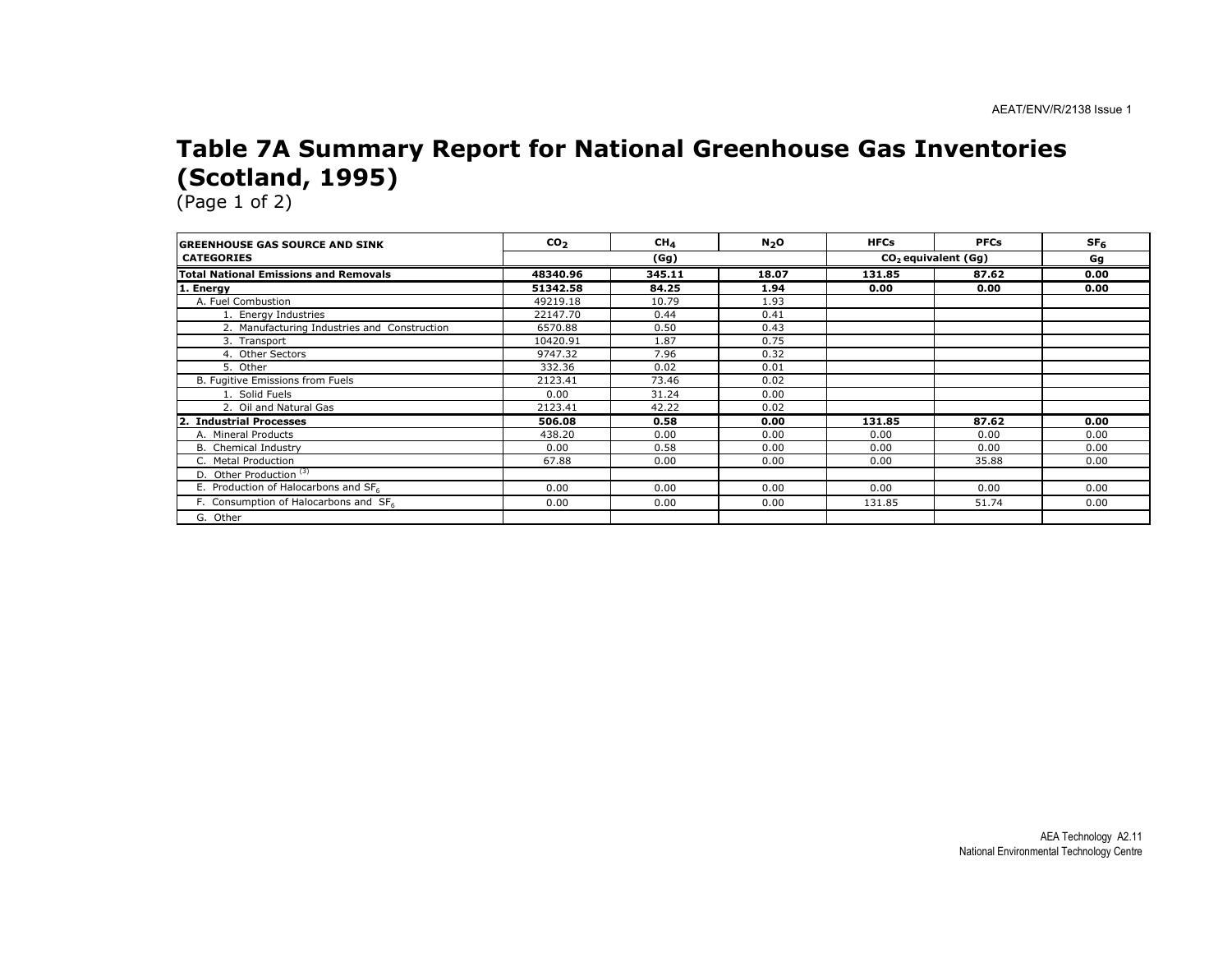# Table 7A Summary Report for National Greenhouse Gas Inventories (Scotland, 1995)

(Page 1 of 2)

| GREENHOUSE GAS SOURCE AND SINK CATEGORIES | $CO_2$ | $CH_4$ | $N_2O$ | HFCs | PFCs | $SF_6$ |
|---|---|---|---|---|---|---|
| | (Gg) | | | $CO_2$ equivalent (Gg) | | Gg |
| **Total National Emissions and Removals** | **48340.96** | **345.11** | **18.07** | **131.85** | **87.62** | **0.00** |
| **1. Energy** | **51342.58** | **84.25** | **1.94** | **0.00** | **0.00** | **0.00** |
| A. Fuel Combustion | 49219.18 | 10.79 | 1.93 | | | |
| 1. Energy Industries | 22147.70 | 0.44 | 0.41 | | | |
| 2. Manufacturing Industries and Construction | 6570.88 | 0.50 | 0.43 | | | |
| 3. Transport | 10420.91 | 1.87 | 0.75 | | | |
| 4. Other Sectors | 9747.32 | 7.96 | 0.32 | | | |
| 5. Other | 332.36 | 0.02 | 0.01 | | | |
| B. Fugitive Emissions from Fuels | 2123.41 | 73.46 | 0.02 | | | |
| 1. Solid Fuels | 0.00 | 31.24 | 0.00 | | | |
| 2. Oil and Natural Gas | 2123.41 | 42.22 | 0.02 | | | |
| **2. Industrial Processes** | **506.08** | **0.58** | **0.00** | **131.85** | **87.62** | **0.00** |
| A. Mineral Products | 438.20 | 0.00 | 0.00 | 0.00 | 0.00 | 0.00 |
| B. Chemical Industry | 0.00 | 0.58 | 0.00 | 0.00 | 0.00 | 0.00 |
| C. Metal Production | 67.88 | 0.00 | 0.00 | 0.00 | 35.88 | 0.00 |
| D. Other Production [(3)] | | | | | | |
| E. Production of Halocarbons and $SF_6$ | 0.00 | 0.00 | 0.00 | 0.00 | 0.00 | 0.00 |
| F. Consumption of Halocarbons and $SF_6$ | 0.00 | 0.00 | 0.00 | 131.85 | 51.74 | 0.00 |
| G. Other | | | | | | |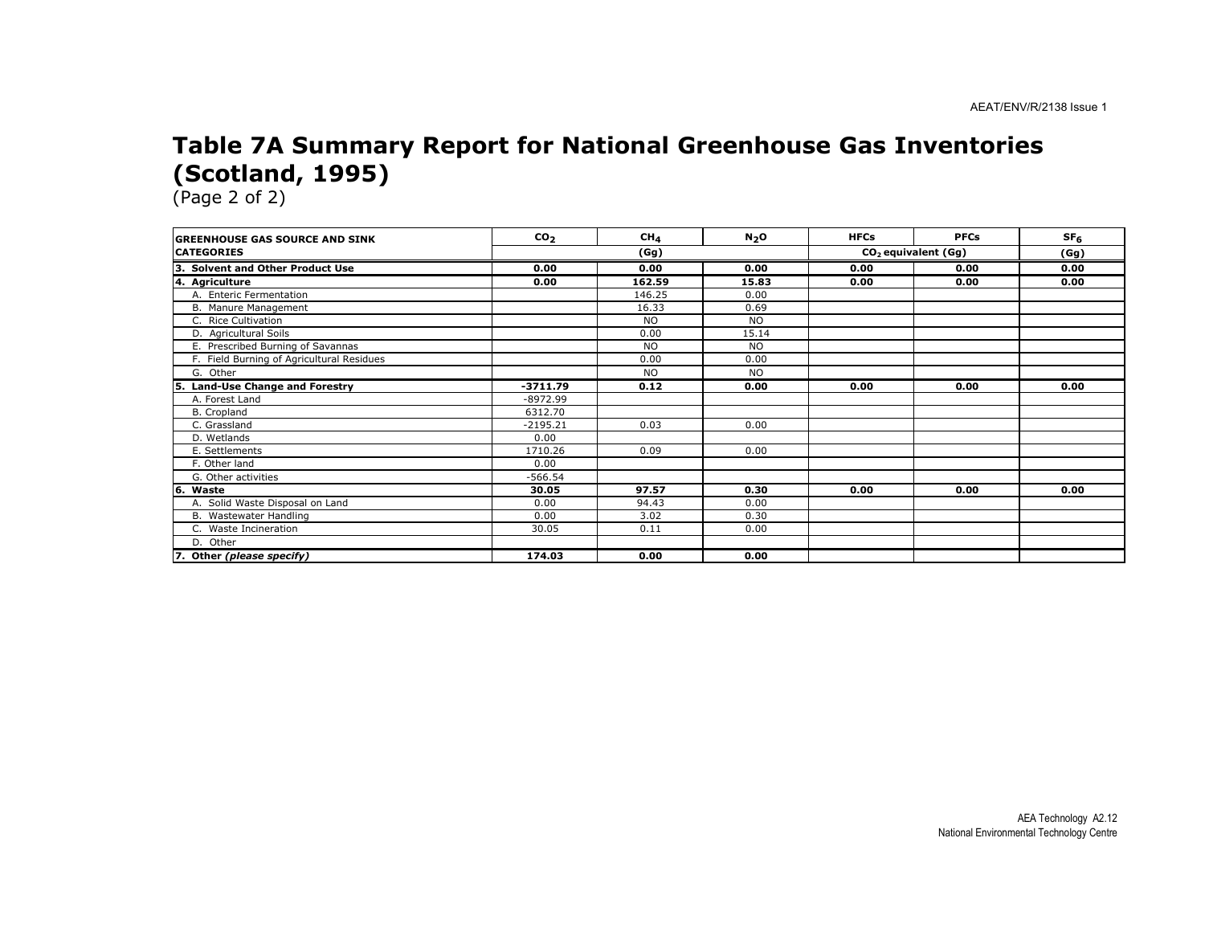# Table 7A Summary Report for National Greenhouse Gas Inventories (Scotland, 1995)

(Page 2 of 2)

| GREENHOUSE GAS SOURCE AND SINK CATEGORIES | $CO_2$ | $CH_4$ | $N_2O$ | HFCs | PFCs | $SF_6$ |
|---|---|---|---|---|---|---|
| | (Gg) | | | $CO_2$ equivalent (Gg) | | (Gg) |
| **3. Solvent and Other Product Use** | **0.00** | **0.00** | **0.00** | **0.00** | **0.00** | **0.00** |
| **4. Agriculture** | **0.00** | **162.59** | **15.83** | **0.00** | **0.00** | **0.00** |
| A. Enteric Fermentation | | 146.25 | 0.00 | | | |
| B. Manure Management | | 16.33 | 0.69 | | | |
| C. Rice Cultivation | | NO | NO | | | |
| D. Agricultural Soils | | 0.00 | 15.14 | | | |
| E. Prescribed Burning of Savannas | | NO | NO | | | |
| F. Field Burning of Agricultural Residues | | 0.00 | 0.00 | | | |
| G. Other | | NO | NO | | | |
| **5. Land-Use Change and Forestry** | **-3711.79** | **0.12** | **0.00** | **0.00** | **0.00** | **0.00** |
| A. Forest Land | -8972.99 | | | | | |
| B. Cropland | 6312.70 | | | | | |
| C. Grassland | -2195.21 | 0.03 | 0.00 | | | |
| D. Wetlands | 0.00 | | | | | |
| E. Settlements | 1710.26 | 0.09 | 0.00 | | | |
| F. Other land | 0.00 | | | | | |
| G. Other activities | -566.54 | | | | | |
| **6. Waste** | **30.05** | **97.57** | **0.30** | **0.00** | **0.00** | **0.00** |
| A. Solid Waste Disposal on Land | 0.00 | 94.43 | 0.00 | | | |
| B. Wastewater Handling | 0.00 | 3.02 | 0.30 | | | |
| C. Waste Incineration | 30.05 | 0.11 | 0.00 | | | |
| D. Other | | | | | | |
| **7. Other *(please specify)*** | **174.03** | **0.00** | **0.00** | | | |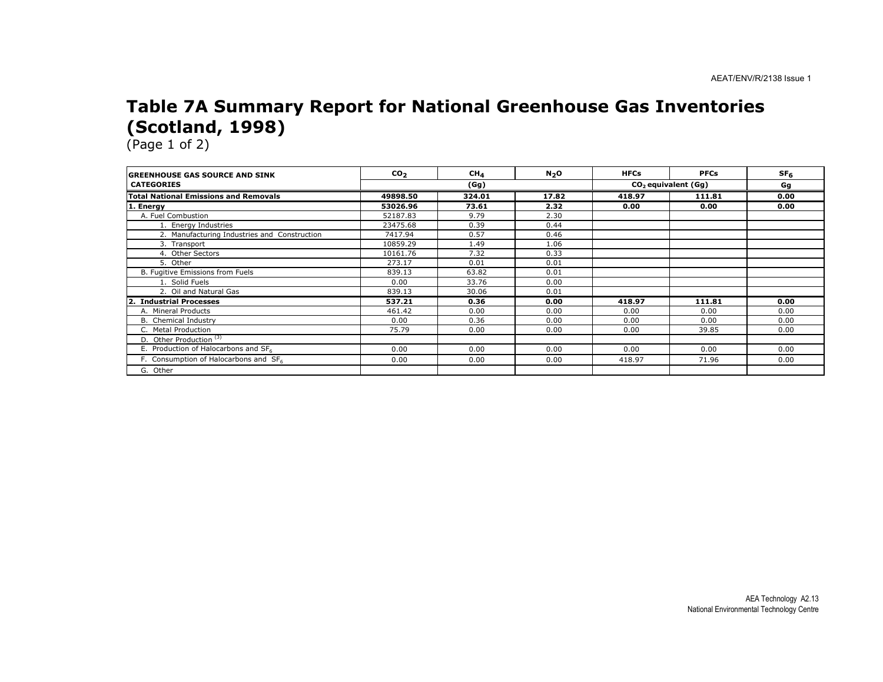# Table 7A Summary Report for National Greenhouse Gas Inventories (Scotland, 1998)

(Page 1 of 2)

| GREENHOUSE GAS SOURCE AND SINK CATEGORIES | $CO_2$ | $CH_4$ | $N_2O$ | HFCs | PFCs | $SF_6$ |
|---|---|---|---|---|---|---|
| | (Gg) | | | $CO_2$ equivalent (Gg) | | Gg |
| **Total National Emissions and Removals** | **49898.50** | **324.01** | **17.82** | **418.97** | **111.81** | **0.00** |
| **1. Energy** | **53026.96** | **73.61** | **2.32** | **0.00** | **0.00** | **0.00** |
| A. Fuel Combustion | 52187.83 | 9.79 | 2.30 | | | |
| 1. Energy Industries | 23475.68 | 0.39 | 0.44 | | | |
| 2. Manufacturing Industries and Construction | 7417.94 | 0.57 | 0.46 | | | |
| 3. Transport | 10859.29 | 1.49 | 1.06 | | | |
| 4. Other Sectors | 10161.76 | 7.32 | 0.33 | | | |
| 5. Other | 273.17 | 0.01 | 0.01 | | | |
| B. Fugitive Emissions from Fuels | 839.13 | 63.82 | 0.01 | | | |
| 1. Solid Fuels | 0.00 | 33.76 | 0.00 | | | |
| 2. Oil and Natural Gas | 839.13 | 30.06 | 0.01 | | | |
| **2. Industrial Processes** | **537.21** | **0.36** | **0.00** | **418.97** | **111.81** | **0.00** |
| A. Mineral Products | 461.42 | 0.00 | 0.00 | 0.00 | 0.00 | 0.00 |
| B. Chemical Industry | 0.00 | 0.36 | 0.00 | 0.00 | 0.00 | 0.00 |
| C. Metal Production | 75.79 | 0.00 | 0.00 | 0.00 | 39.85 | 0.00 |
| D. Other Production [(3)] | | | | | | |
| E. Production of Halocarbons and $SF_6$ | 0.00 | 0.00 | 0.00 | 0.00 | 0.00 | 0.00 |
| F. Consumption of Halocarbons and $SF_6$ | 0.00 | 0.00 | 0.00 | 418.97 | 71.96 | 0.00 |
| G. Other | | | | | | |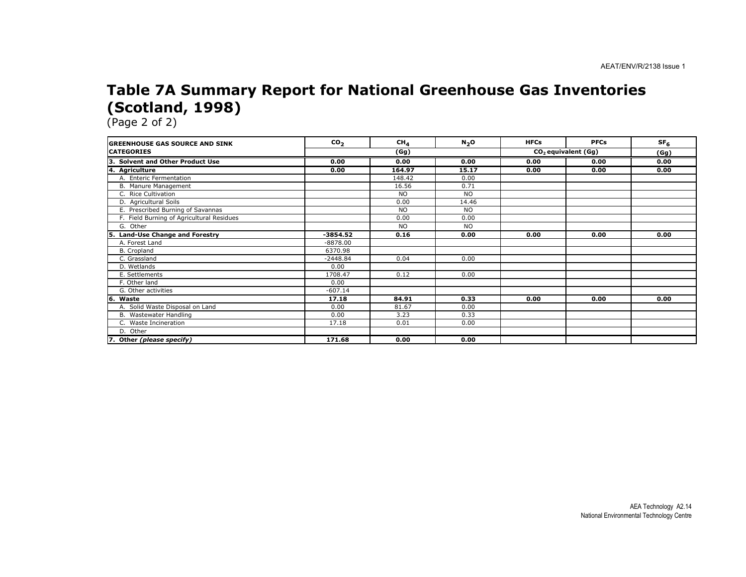# Table 7A Summary Report for National Greenhouse Gas Inventories (Scotland, 1998)

(Page 2 of 2)

| GREENHOUSE GAS SOURCE AND SINK CATEGORIES | $CO_2$ | $CH_4$ | $N_2O$ | HFCs | PFCs | $SF_6$ |
|---|---|---|---|---|---|---|
| | (Gg) | | | $CO_2$ equivalent (Gg) | | (Gg) |
| **3. Solvent and Other Product Use** | **0.00** | **0.00** | **0.00** | **0.00** | **0.00** | **0.00** |
| **4. Agriculture** | **0.00** | **164.97** | **15.17** | **0.00** | **0.00** | **0.00** |
| A. Enteric Fermentation | | 148.42 | 0.00 | | | |
| B. Manure Management | | 16.56 | 0.71 | | | |
| C. Rice Cultivation | | NO | NO | | | |
| D. Agricultural Soils | | 0.00 | 14.46 | | | |
| E. Prescribed Burning of Savannas | | NO | NO | | | |
| F. Field Burning of Agricultural Residues | | 0.00 | 0.00 | | | |
| G. Other | | NO | NO | | | |
| **5. Land-Use Change and Forestry** | **-3854.52** | **0.16** | **0.00** | **0.00** | **0.00** | **0.00** |
| A. Forest Land | -8878.00 | | | | | |
| B. Cropland | 6370.98 | | | | | |
| C. Grassland | -2448.84 | 0.04 | 0.00 | | | |
| D. Wetlands | 0.00 | | | | | |
| E. Settlements | 1708.47 | 0.12 | 0.00 | | | |
| F. Other land | 0.00 | | | | | |
| G. Other activities | -607.14 | | | | | |
| **6. Waste** | **17.18** | **84.91** | **0.33** | **0.00** | **0.00** | **0.00** |
| A. Solid Waste Disposal on Land | 0.00 | 81.67 | 0.00 | | | |
| B. Wastewater Handling | 0.00 | 3.23 | 0.33 | | | |
| C. Waste Incineration | 17.18 | 0.01 | 0.00 | | | |
| D. Other | | | | | | |
| **7. Other *(please specify)*** | **171.68** | **0.00** | **0.00** | | | |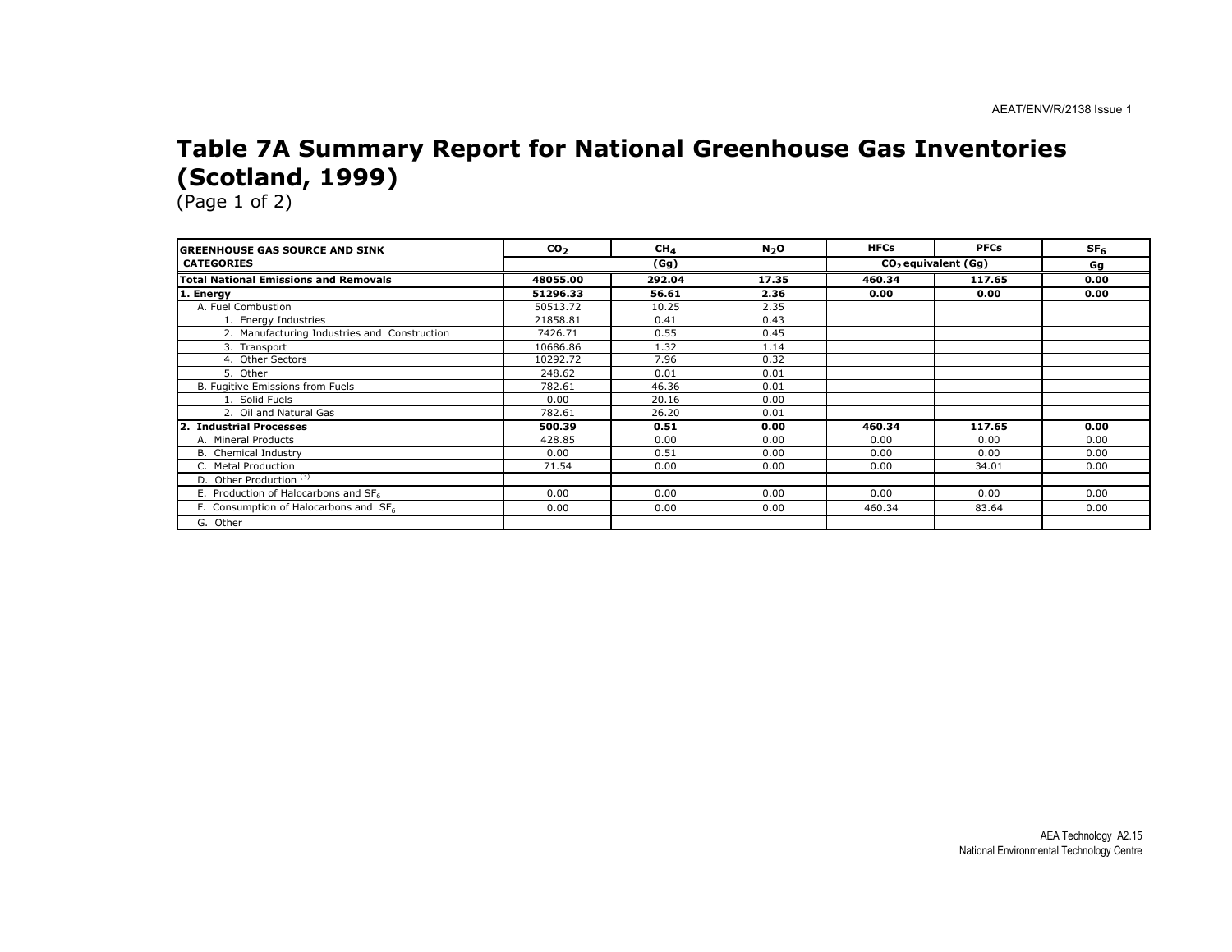# Table 7A Summary Report for National Greenhouse Gas Inventories (Scotland, 1999)

(Page 1 of 2)

| GREENHOUSE GAS SOURCE AND SINK CATEGORIES | $CO_2$ | $CH_4$ | $N_2O$ | HFCs | PFCs | $SF_6$ |
|---|---|---|---|---|---|---|
| | (Gg) | | | $CO_2$ equivalent (Gg) | | Gg |
| **Total National Emissions and Removals** | **48055.00** | **292.04** | **17.35** | **460.34** | **117.65** | **0.00** |
| **1. Energy** | **51296.33** | **56.61** | **2.36** | **0.00** | **0.00** | **0.00** |
| A. Fuel Combustion | 50513.72 | 10.25 | 2.35 | | | |
| 1. Energy Industries | 21858.81 | 0.41 | 0.43 | | | |
| 2. Manufacturing Industries and Construction | 7426.71 | 0.55 | 0.45 | | | |
| 3. Transport | 10686.86 | 1.32 | 1.14 | | | |
| 4. Other Sectors | 10292.72 | 7.96 | 0.32 | | | |
| 5. Other | 248.62 | 0.01 | 0.01 | | | |
| B. Fugitive Emissions from Fuels | 782.61 | 46.36 | 0.01 | | | |
| 1. Solid Fuels | 0.00 | 20.16 | 0.00 | | | |
| 2. Oil and Natural Gas | 782.61 | 26.20 | 0.01 | | | |
| **2. Industrial Processes** | **500.39** | **0.51** | **0.00** | **460.34** | **117.65** | **0.00** |
| A. Mineral Products | 428.85 | 0.00 | 0.00 | 0.00 | 0.00 | 0.00 |
| B. Chemical Industry | 0.00 | 0.51 | 0.00 | 0.00 | 0.00 | 0.00 |
| C. Metal Production | 71.54 | 0.00 | 0.00 | 0.00 | 34.01 | 0.00 |
| D. Other Production [(3)] | | | | | | |
| E. Production of Halocarbons and $SF_6$ | 0.00 | 0.00 | 0.00 | 0.00 | 0.00 | 0.00 |
| F. Consumption of Halocarbons and $SF_6$ | 0.00 | 0.00 | 0.00 | 460.34 | 83.64 | 0.00 |
| G. Other | | | | | | |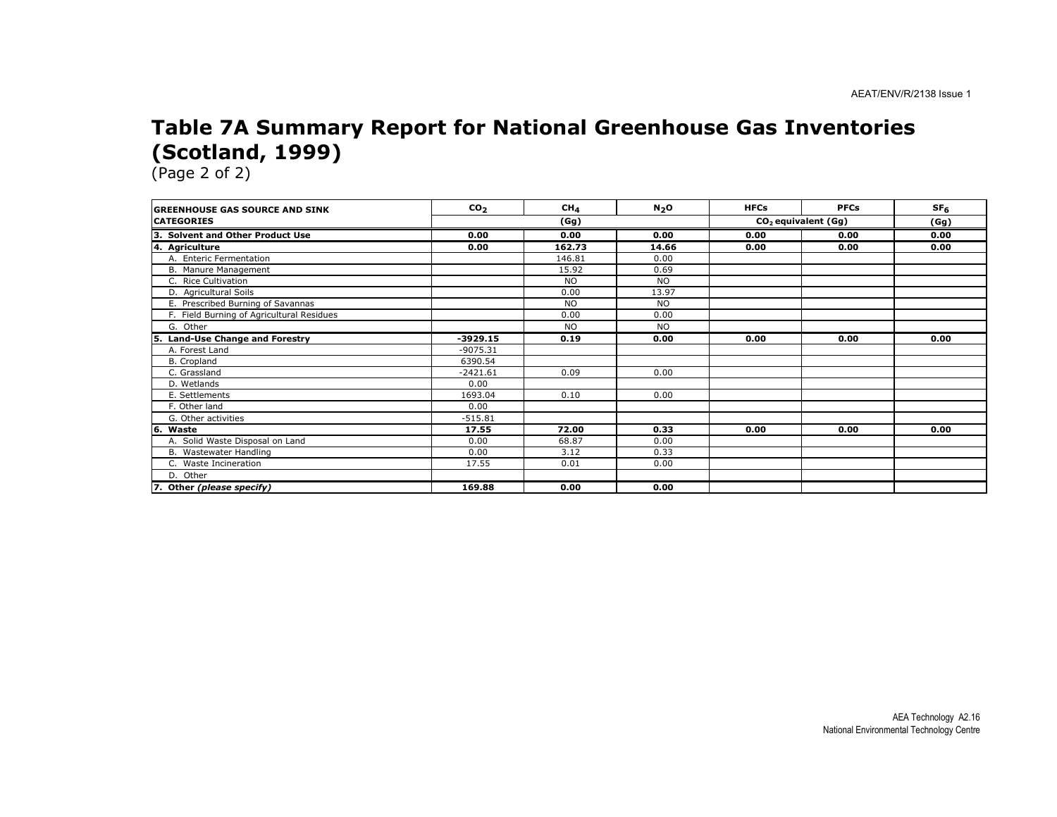# Table 7A Summary Report for National Greenhouse Gas Inventories (Scotland, 1999)

(Page 2 of 2)

| GREENHOUSE GAS SOURCE AND SINK | $CO_2$ | $CH_4$ | $N_2O$ | HFCs | PFCs | $SF_6$ |
|---|---|---|---|---|---|---|
| CATEGORIES | (Gg) | | | $CO_2$ equivalent (Gg) | | (Gg) |
| **3. Solvent and Other Product Use** | **0.00** | **0.00** | **0.00** | **0.00** | **0.00** | **0.00** |
| **4. Agriculture** | **0.00** | **162.73** | **14.66** | **0.00** | **0.00** | **0.00** |
| A. Enteric Fermentation | | 146.81 | 0.00 | | | |
| B. Manure Management | | 15.92 | 0.69 | | | |
| C. Rice Cultivation | | NO | NO | | | |
| D. Agricultural Soils | | 0.00 | 13.97 | | | |
| E. Prescribed Burning of Savannas | | NO | NO | | | |
| F. Field Burning of Agricultural Residues | | 0.00 | 0.00 | | | |
| G. Other | | NO | NO | | | |
| **5. Land-Use Change and Forestry** | **-3929.15** | **0.19** | **0.00** | **0.00** | **0.00** | **0.00** |
| A. Forest Land | -9075.31 | | | | | |
| B. Cropland | 6390.54 | | | | | |
| C. Grassland | -2421.61 | 0.09 | 0.00 | | | |
| D. Wetlands | 0.00 | | | | | |
| E. Settlements | 1693.04 | 0.10 | 0.00 | | | |
| F. Other land | 0.00 | | | | | |
| G. Other activities | -515.81 | | | | | |
| **6. Waste** | **17.55** | **72.00** | **0.33** | **0.00** | **0.00** | **0.00** |
| A. Solid Waste Disposal on Land | 0.00 | 68.87 | 0.00 | | | |
| B. Wastewater Handling | 0.00 | 3.12 | 0.33 | | | |
| C. Waste Incineration | 17.55 | 0.01 | 0.00 | | | |
| D. Other | | | | | | |
| **7. Other *(please specify)*** | **169.88** | **0.00** | **0.00** | | | |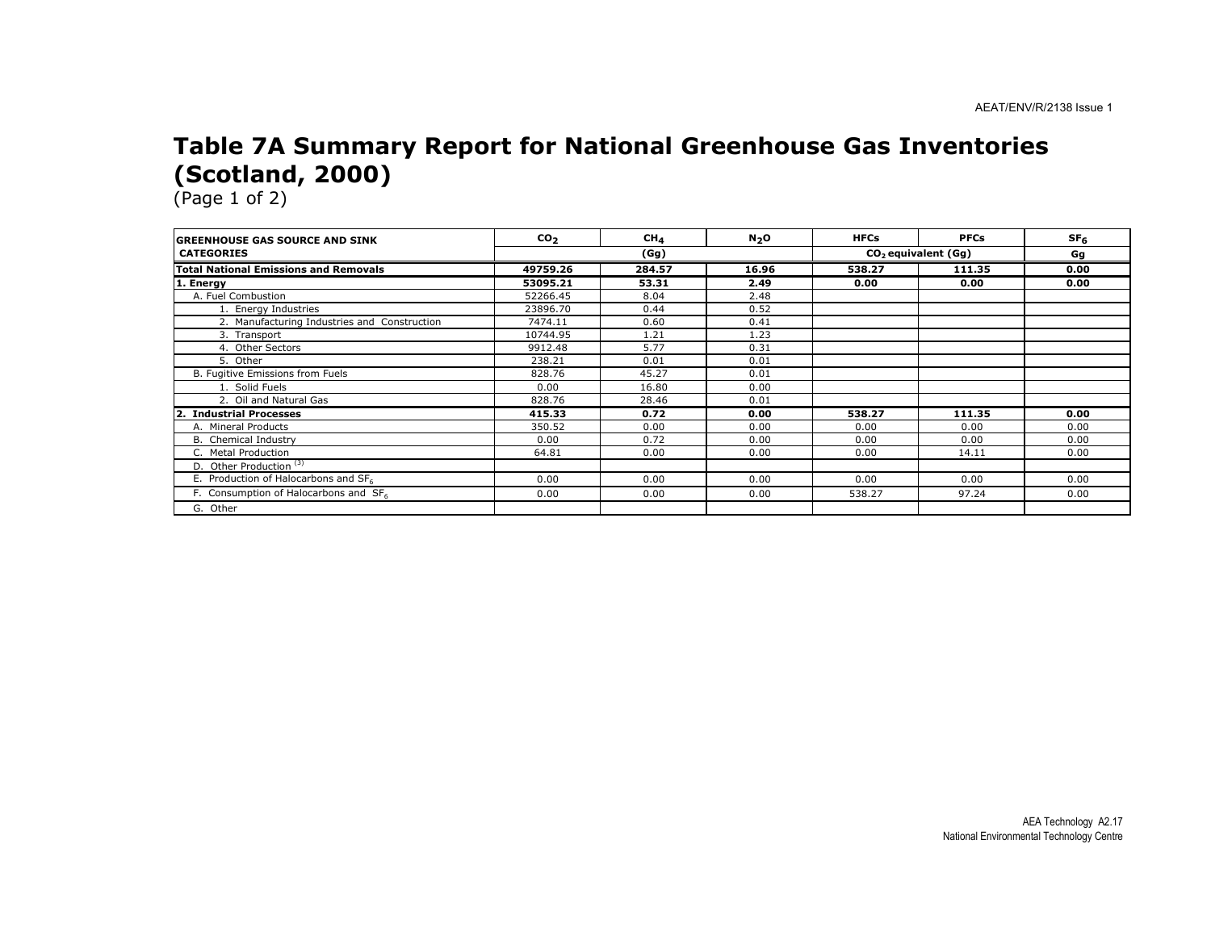# Table 7A Summary Report for National Greenhouse Gas Inventories (Scotland, 2000)

(Page 1 of 2)

| GREENHOUSE GAS SOURCE AND SINK CATEGORIES | $CO_2$ | $CH_4$ | $N_2O$ | HFCs | PFCs | $SF_6$ |
|---|---|---|---|---|---|---|
| | (Gg) | | | $CO_2$ equivalent (Gg) | | Gg |
| **Total National Emissions and Removals** | **49759.26** | **284.57** | **16.96** | **538.27** | **111.35** | **0.00** |
| **1. Energy** | **53095.21** | **53.31** | **2.49** | **0.00** | **0.00** | **0.00** |
| A. Fuel Combustion | 52266.45 | 8.04 | 2.48 | | | |
| 1. Energy Industries | 23896.70 | 0.44 | 0.52 | | | |
| 2. Manufacturing Industries and Construction | 7474.11 | 0.60 | 0.41 | | | |
| 3. Transport | 10744.95 | 1.21 | 1.23 | | | |
| 4. Other Sectors | 9912.48 | 5.77 | 0.31 | | | |
| 5. Other | 238.21 | 0.01 | 0.01 | | | |
| B. Fugitive Emissions from Fuels | 828.76 | 45.27 | 0.01 | | | |
| 1. Solid Fuels | 0.00 | 16.80 | 0.00 | | | |
| 2. Oil and Natural Gas | 828.76 | 28.46 | 0.01 | | | |
| **2. Industrial Processes** | **415.33** | **0.72** | **0.00** | **538.27** | **111.35** | **0.00** |
| A. Mineral Products | 350.52 | 0.00 | 0.00 | 0.00 | 0.00 | 0.00 |
| B. Chemical Industry | 0.00 | 0.72 | 0.00 | 0.00 | 0.00 | 0.00 |
| C. Metal Production | 64.81 | 0.00 | 0.00 | 0.00 | 14.11 | 0.00 |
| D. Other Production [3] | | | | | | |
| E. Production of Halocarbons and $SF_6$ | 0.00 | 0.00 | 0.00 | 0.00 | 0.00 | 0.00 |
| F. Consumption of Halocarbons and $SF_6$ | 0.00 | 0.00 | 0.00 | 538.27 | 97.24 | 0.00 |
| G. Other | | | | | | |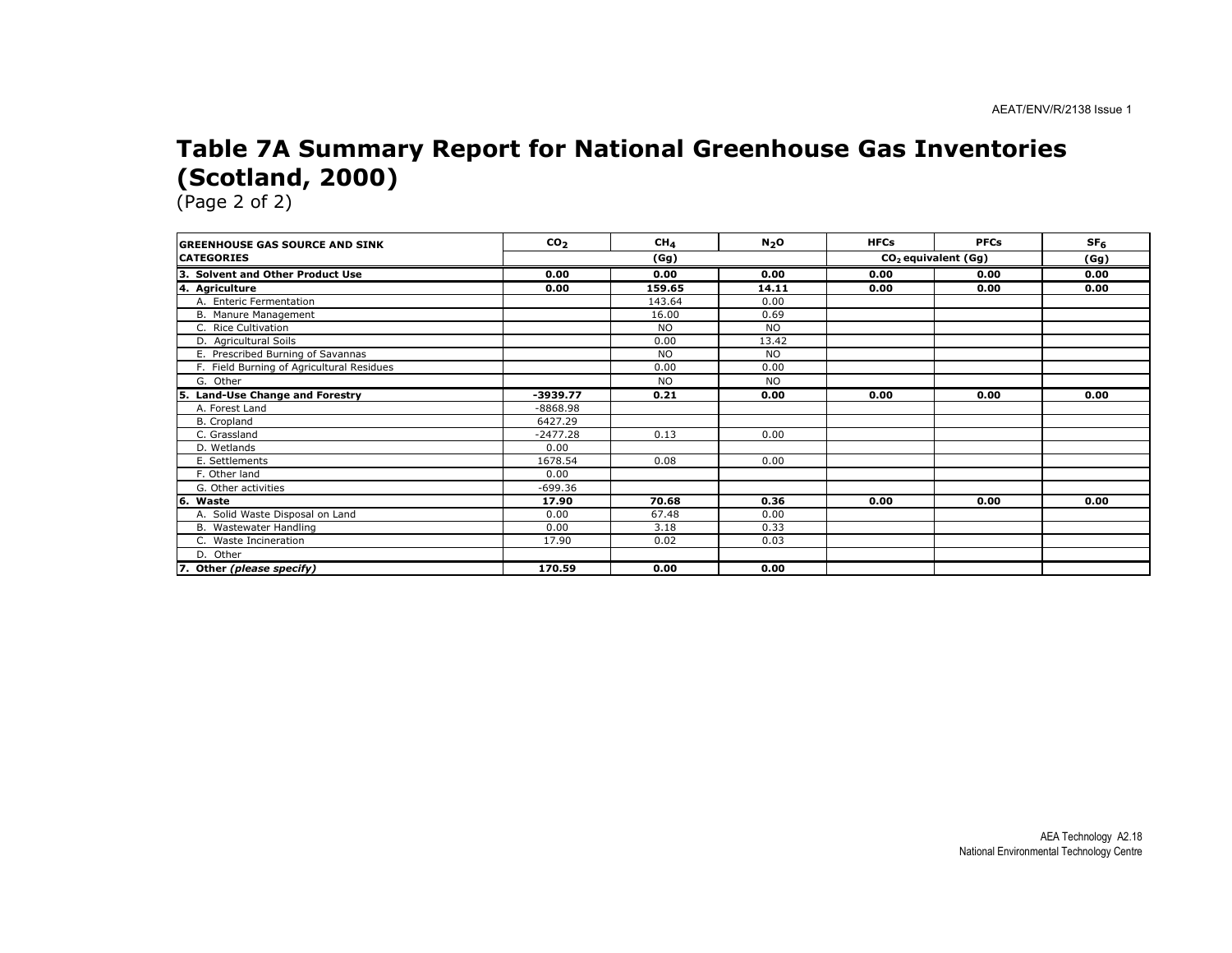# Table 7A Summary Report for National Greenhouse Gas Inventories (Scotland, 2000)

(Page 2 of 2)

| GREENHOUSE GAS SOURCE AND SINK CATEGORIES | $CO_2$ | $CH_4$ | $N_2O$ | HFCs | PFCs | $SF_6$ |
|---|---|---|---|---|---|---|
| | (Gg) | | | $CO_2$ equivalent (Gg) | | (Gg) |
| **3. Solvent and Other Product Use** | **0.00** | **0.00** | **0.00** | **0.00** | **0.00** | **0.00** |
| **4. Agriculture** | **0.00** | **159.65** | **14.11** | **0.00** | **0.00** | **0.00** |
| A. Enteric Fermentation | | 143.64 | 0.00 | | | |
| B. Manure Management | | 16.00 | 0.69 | | | |
| C. Rice Cultivation | | NO | NO | | | |
| D. Agricultural Soils | | 0.00 | 13.42 | | | |
| E. Prescribed Burning of Savannas | | NO | NO | | | |
| F. Field Burning of Agricultural Residues | | 0.00 | 0.00 | | | |
| G. Other | | NO | NO | | | |
| **5. Land-Use Change and Forestry** | **-3939.77** | **0.21** | **0.00** | **0.00** | **0.00** | **0.00** |
| A. Forest Land | -8868.98 | | | | | |
| B. Cropland | 6427.29 | | | | | |
| C. Grassland | -2477.28 | 0.13 | 0.00 | | | |
| D. Wetlands | 0.00 | | | | | |
| E. Settlements | 1678.54 | 0.08 | 0.00 | | | |
| F. Other land | 0.00 | | | | | |
| G. Other activities | -699.36 | | | | | |
| **6. Waste** | **17.90** | **70.68** | **0.36** | **0.00** | **0.00** | **0.00** |
| A. Solid Waste Disposal on Land | 0.00 | 67.48 | 0.00 | | | |
| B. Wastewater Handling | 0.00 | 3.18 | 0.33 | | | |
| C. Waste Incineration | 17.90 | 0.02 | 0.03 | | | |
| D. Other | | | | | | |
| **7. Other *(please specify)*** | **170.59** | **0.00** | **0.00** | | | |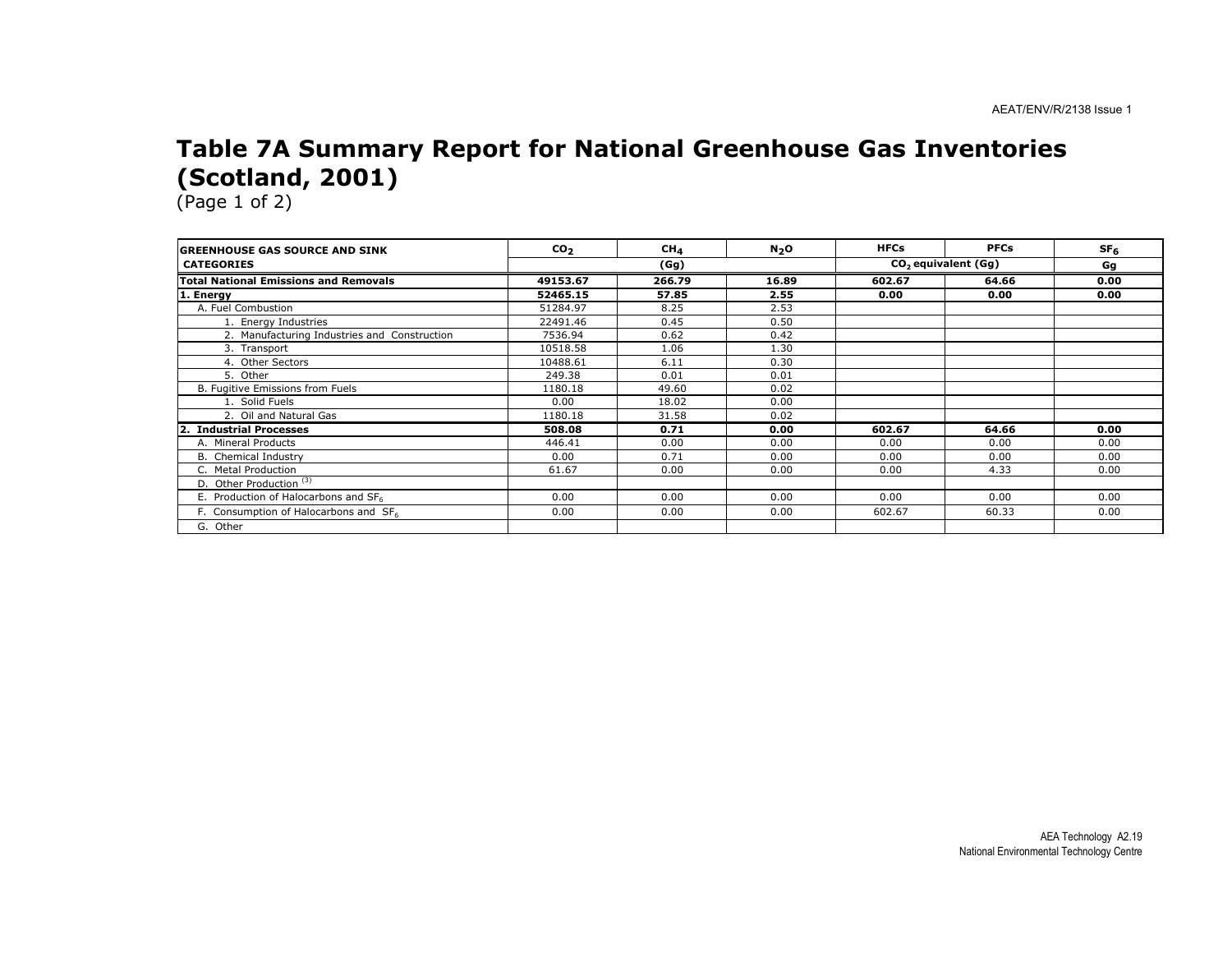# Table 7A Summary Report for National Greenhouse Gas Inventories (Scotland, 2001)

(Page 1 of 2)

| GREENHOUSE GAS SOURCE AND SINK CATEGORIES | $CO_2$ | $CH_4$ | $N_2O$ | HFCs | PFCs | $SF_6$ |
|---|---|---|---|---|---|---|
| | (Gg) | | | $CO_2$ equivalent (Gg) | | Gg |
| **Total National Emissions and Removals** | **49153.67** | **266.79** | **16.89** | **602.67** | **64.66** | **0.00** |
| **1. Energy** | **52465.15** | **57.85** | **2.55** | **0.00** | **0.00** | **0.00** |
| A. Fuel Combustion | 51284.97 | 8.25 | 2.53 | | | |
| 1. Energy Industries | 22491.46 | 0.45 | 0.50 | | | |
| 2. Manufacturing Industries and Construction | 7536.94 | 0.62 | 0.42 | | | |
| 3. Transport | 10518.58 | 1.06 | 1.30 | | | |
| 4. Other Sectors | 10488.61 | 6.11 | 0.30 | | | |
| 5. Other | 249.38 | 0.01 | 0.01 | | | |
| B. Fugitive Emissions from Fuels | 1180.18 | 49.60 | 0.02 | | | |
| 1. Solid Fuels | 0.00 | 18.02 | 0.00 | | | |
| 2. Oil and Natural Gas | 1180.18 | 31.58 | 0.02 | | | |
| **2. Industrial Processes** | **508.08** | **0.71** | **0.00** | **602.67** | **64.66** | **0.00** |
| A. Mineral Products | 446.41 | 0.00 | 0.00 | 0.00 | 0.00 | 0.00 |
| B. Chemical Industry | 0.00 | 0.71 | 0.00 | 0.00 | 0.00 | 0.00 |
| C. Metal Production | 61.67 | 0.00 | 0.00 | 0.00 | 4.33 | 0.00 |
| D. Other Production [(3)] | | | | | | |
| E. Production of Halocarbons and $SF_6$ | 0.00 | 0.00 | 0.00 | 0.00 | 0.00 | 0.00 |
| F. Consumption of Halocarbons and $SF_6$ | 0.00 | 0.00 | 0.00 | 602.67 | 60.33 | 0.00 |
| G. Other | | | | | | |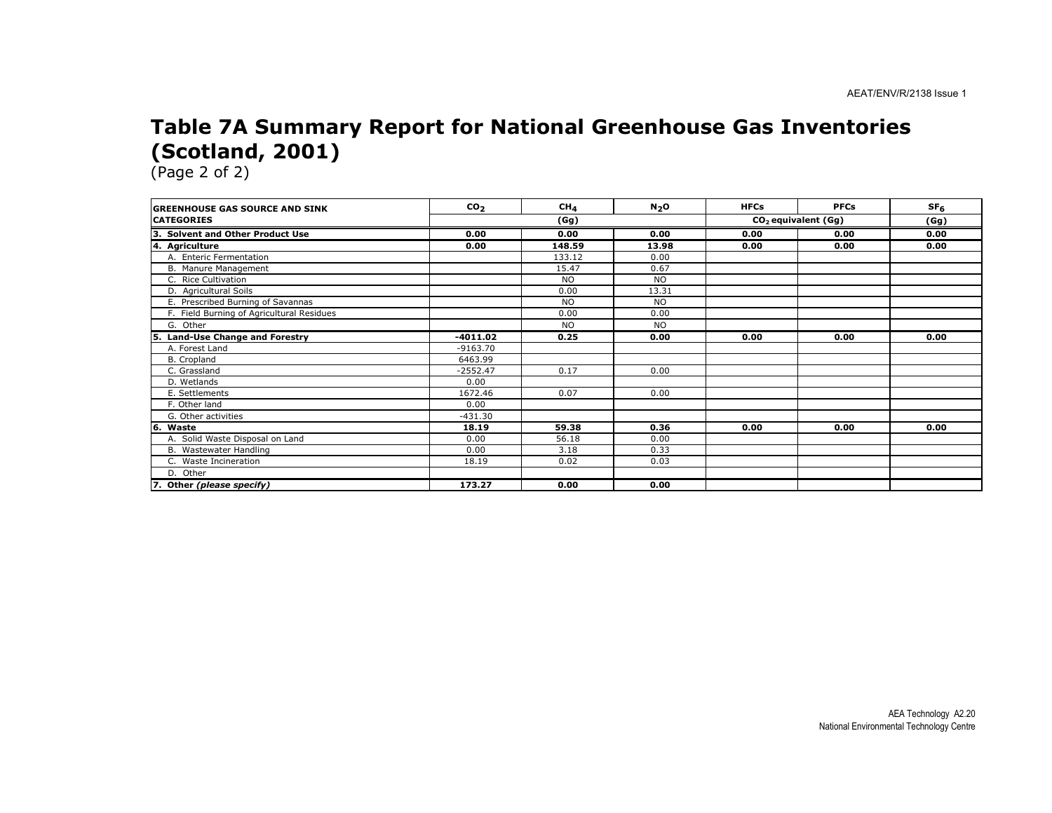# Table 7A Summary Report for National Greenhouse Gas Inventories (Scotland, 2001)

(Page 2 of 2)

| GREENHOUSE GAS SOURCE AND SINK | $CO_2$ | $CH_4$ | $N_2O$ | HFCs | PFCs | $SF_6$ |
|---|---|---|---|---|---|---|
| CATEGORIES | (Gg) | | | $CO_2$ equivalent (Gg) | | (Gg) |
| **3. Solvent and Other Product Use** | **0.00** | **0.00** | **0.00** | **0.00** | **0.00** | **0.00** |
| **4. Agriculture** | **0.00** | **148.59** | **13.98** | **0.00** | **0.00** | **0.00** |
| A. Enteric Fermentation | | 133.12 | 0.00 | | | |
| B. Manure Management | | 15.47 | 0.67 | | | |
| C. Rice Cultivation | | NO | NO | | | |
| D. Agricultural Soils | | 0.00 | 13.31 | | | |
| E. Prescribed Burning of Savannas | | NO | NO | | | |
| F. Field Burning of Agricultural Residues | | 0.00 | 0.00 | | | |
| G. Other | | NO | NO | | | |
| **5. Land-Use Change and Forestry** | **-4011.02** | **0.25** | **0.00** | **0.00** | **0.00** | **0.00** |
| A. Forest Land | -9163.70 | | | | | |
| B. Cropland | 6463.99 | | | | | |
| C. Grassland | -2552.47 | 0.17 | 0.00 | | | |
| D. Wetlands | 0.00 | | | | | |
| E. Settlements | 1672.46 | 0.07 | 0.00 | | | |
| F. Other land | 0.00 | | | | | |
| G. Other activities | -431.30 | | | | | |
| **6. Waste** | **18.19** | **59.38** | **0.36** | **0.00** | **0.00** | **0.00** |
| A. Solid Waste Disposal on Land | 0.00 | 56.18 | 0.00 | | | |
| B. Wastewater Handling | 0.00 | 3.18 | 0.33 | | | |
| C. Waste Incineration | 18.19 | 0.02 | 0.03 | | | |
| D. Other | | | | | | |
| **7. Other *(please specify)*** | **173.27** | **0.00** | **0.00** | | | |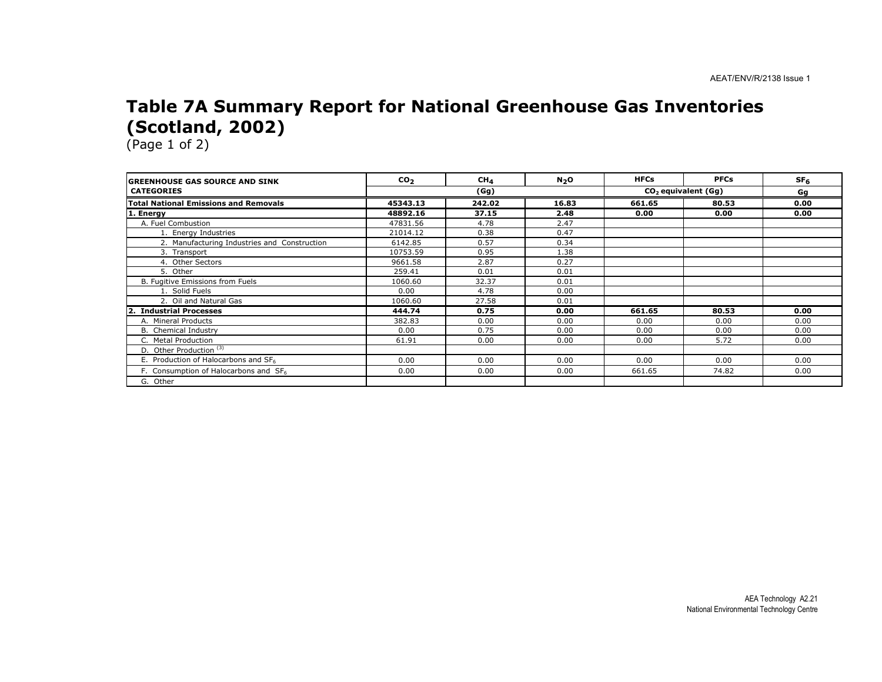# Table 7A Summary Report for National Greenhouse Gas Inventories (Scotland, 2002)

(Page 1 of 2)

| GREENHOUSE GAS SOURCE AND SINK CATEGORIES | $CO_2$ | $CH_4$ | $N_2O$ | HFCs | PFCs | $SF_6$ |
|---|---|---|---|---|---|---|
| | (Gg) | | | $CO_2$ equivalent (Gg) | | Gg |
| **Total National Emissions and Removals** | **45343.13** | **242.02** | **16.83** | **661.65** | **80.53** | **0.00** |
| **1. Energy** | **48892.16** | **37.15** | **2.48** | **0.00** | **0.00** | **0.00** |
| A. Fuel Combustion | 47831.56 | 4.78 | 2.47 | | | |
| 1. Energy Industries | 21014.12 | 0.38 | 0.47 | | | |
| 2. Manufacturing Industries and Construction | 6142.85 | 0.57 | 0.34 | | | |
| 3. Transport | 10753.59 | 0.95 | 1.38 | | | |
| 4. Other Sectors | 9661.58 | 2.87 | 0.27 | | | |
| 5. Other | 259.41 | 0.01 | 0.01 | | | |
| B. Fugitive Emissions from Fuels | 1060.60 | 32.37 | 0.01 | | | |
| 1. Solid Fuels | 0.00 | 4.78 | 0.00 | | | |
| 2. Oil and Natural Gas | 1060.60 | 27.58 | 0.01 | | | |
| **2. Industrial Processes** | **444.74** | **0.75** | **0.00** | **661.65** | **80.53** | **0.00** |
| A. Mineral Products | 382.83 | 0.00 | 0.00 | 0.00 | 0.00 | 0.00 |
| B. Chemical Industry | 0.00 | 0.75 | 0.00 | 0.00 | 0.00 | 0.00 |
| C. Metal Production | 61.91 | 0.00 | 0.00 | 0.00 | 5.72 | 0.00 |
| D. Other Production (3) | | | | | | |
| E. Production of Halocarbons and $SF_6$ | 0.00 | 0.00 | 0.00 | 0.00 | 0.00 | 0.00 |
| F. Consumption of Halocarbons and $SF_6$ | 0.00 | 0.00 | 0.00 | 661.65 | 74.82 | 0.00 |
| G. Other | | | | | | |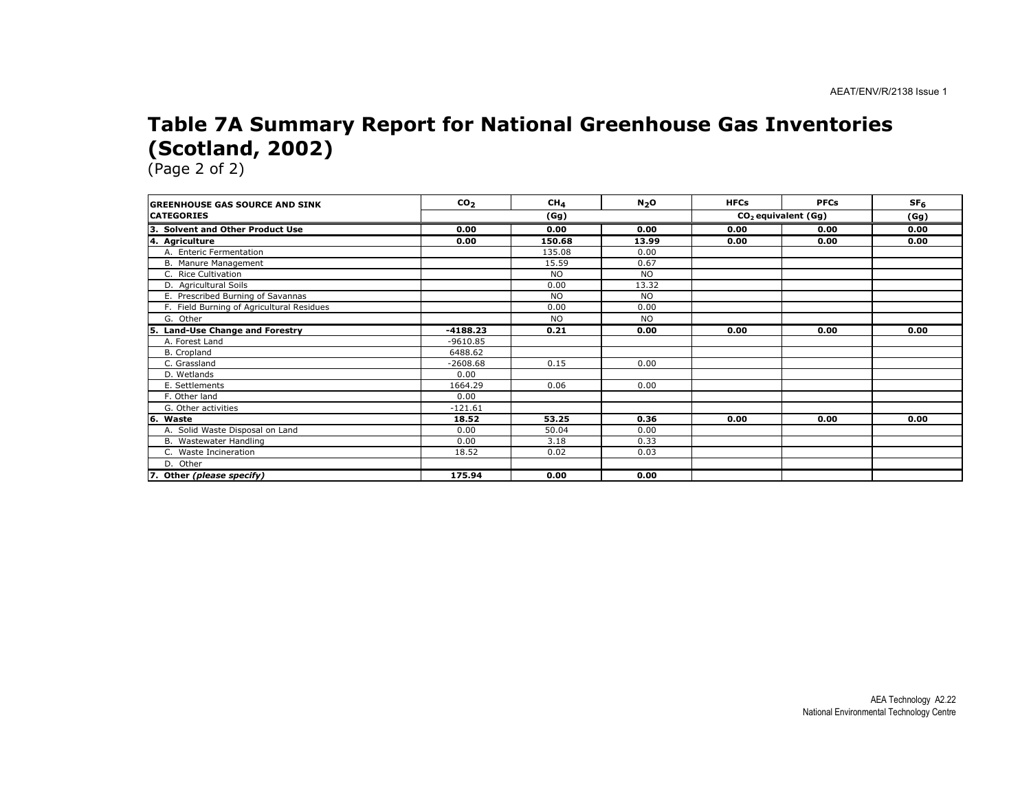# Table 7A Summary Report for National Greenhouse Gas Inventories (Scotland, 2002)

(Page 2 of 2)

| GREENHOUSE GAS SOURCE AND SINK CATEGORIES | $CO_2$ | $CH_4$ | $N_2O$ | HFCs | PFCs | $SF_6$ |
|---|---|---|---|---|---|---|
| | (Gg) | | | $CO_2$ equivalent (Gg) | | (Gg) |
| **3. Solvent and Other Product Use** | **0.00** | **0.00** | **0.00** | **0.00** | **0.00** | **0.00** |
| **4. Agriculture** | **0.00** | **150.68** | **13.99** | **0.00** | **0.00** | **0.00** |
| A. Enteric Fermentation | | 135.08 | 0.00 | | | |
| B. Manure Management | | 15.59 | 0.67 | | | |
| C. Rice Cultivation | | NO | NO | | | |
| D. Agricultural Soils | | 0.00 | 13.32 | | | |
| E. Prescribed Burning of Savannas | | NO | NO | | | |
| F. Field Burning of Agricultural Residues | | 0.00 | 0.00 | | | |
| G. Other | | NO | NO | | | |
| **5. Land-Use Change and Forestry** | **-4188.23** | **0.21** | **0.00** | **0.00** | **0.00** | **0.00** |
| A. Forest Land | -9610.85 | | | | | |
| B. Cropland | 6488.62 | | | | | |
| C. Grassland | -2608.68 | 0.15 | 0.00 | | | |
| D. Wetlands | 0.00 | | | | | |
| E. Settlements | 1664.29 | 0.06 | 0.00 | | | |
| F. Other land | 0.00 | | | | | |
| G. Other activities | -121.61 | | | | | |
| **6. Waste** | **18.52** | **53.25** | **0.36** | **0.00** | **0.00** | **0.00** |
| A. Solid Waste Disposal on Land | 0.00 | 50.04 | 0.00 | | | |
| B. Wastewater Handling | 0.00 | 3.18 | 0.33 | | | |
| C. Waste Incineration | 18.52 | 0.02 | 0.03 | | | |
| D. Other | | | | | | |
| **7. Other *(please specify)*** | **175.94** | **0.00** | **0.00** | | | |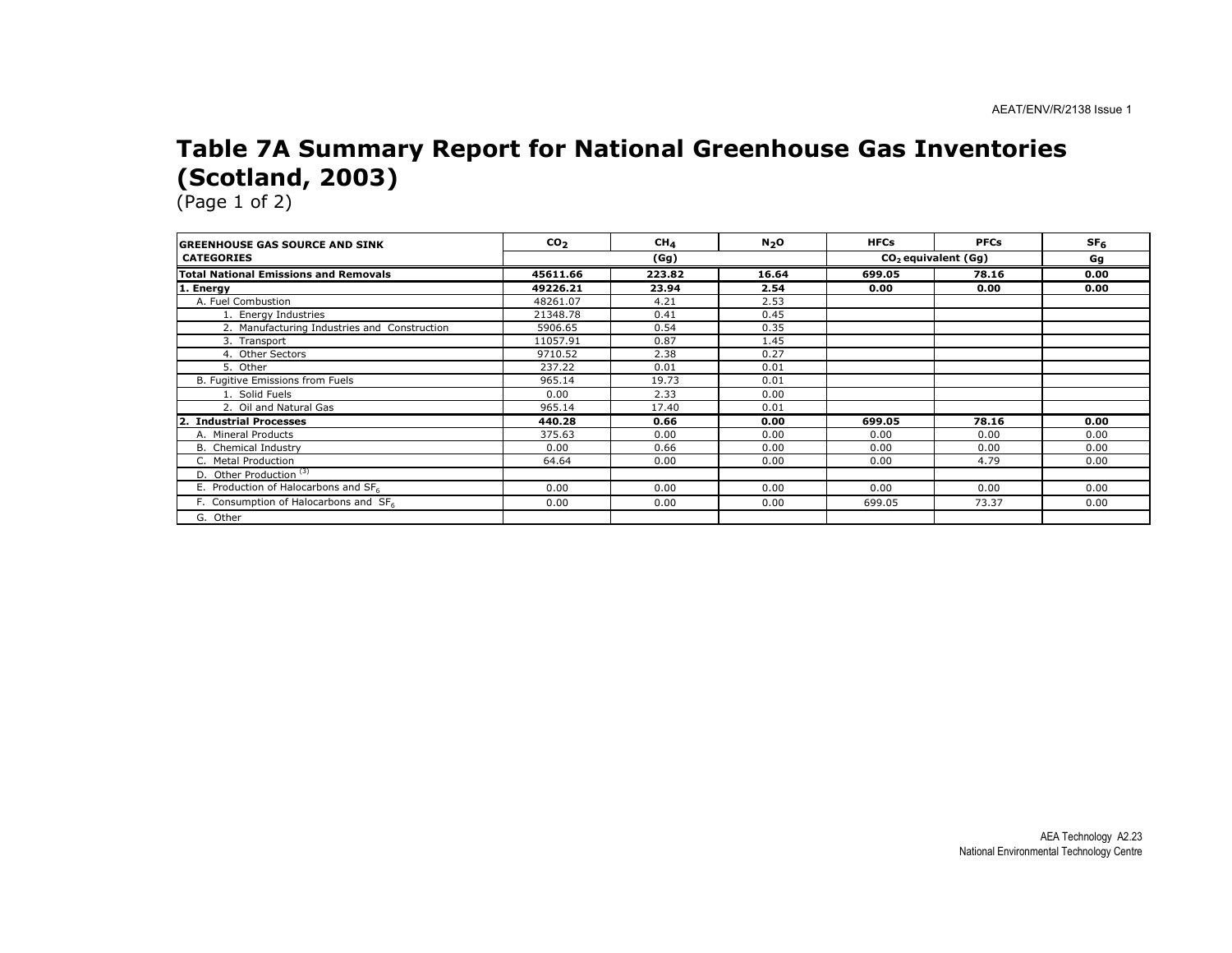# Table 7A Summary Report for National Greenhouse Gas Inventories (Scotland, 2003)

(Page 1 of 2)

| GREENHOUSE GAS SOURCE AND SINK CATEGORIES | $CO_2$ | $CH_4$ | $N_2O$ | HFCs | PFCs | $SF_6$ |
|---|---|---|---|---|---|---|
| | (Gg) | | | $CO_2$ equivalent (Gg) | | Gg |
| **Total National Emissions and Removals** | **45611.66** | **223.82** | **16.64** | **699.05** | **78.16** | **0.00** |
| **1. Energy** | **49226.21** | **23.94** | **2.54** | **0.00** | **0.00** | **0.00** |
| A. Fuel Combustion | 48261.07 | 4.21 | 2.53 | | | |
| 1. Energy Industries | 21348.78 | 0.41 | 0.45 | | | |
| 2. Manufacturing Industries and Construction | 5906.65 | 0.54 | 0.35 | | | |
| 3. Transport | 11057.91 | 0.87 | 1.45 | | | |
| 4. Other Sectors | 9710.52 | 2.38 | 0.27 | | | |
| 5. Other | 237.22 | 0.01 | 0.01 | | | |
| B. Fugitive Emissions from Fuels | 965.14 | 19.73 | 0.01 | | | |
| 1. Solid Fuels | 0.00 | 2.33 | 0.00 | | | |
| 2. Oil and Natural Gas | 965.14 | 17.40 | 0.01 | | | |
| **2. Industrial Processes** | **440.28** | **0.66** | **0.00** | **699.05** | **78.16** | **0.00** |
| A. Mineral Products | 375.63 | 0.00 | 0.00 | 0.00 | 0.00 | 0.00 |
| B. Chemical Industry | 0.00 | 0.66 | 0.00 | 0.00 | 0.00 | 0.00 |
| C. Metal Production | 64.64 | 0.00 | 0.00 | 0.00 | 4.79 | 0.00 |
| D. Other Production [(3)] | | | | | | |
| E. Production of Halocarbons and $SF_6$ | 0.00 | 0.00 | 0.00 | 0.00 | 0.00 | 0.00 |
| F. Consumption of Halocarbons and $SF_6$ | 0.00 | 0.00 | 0.00 | 699.05 | 73.37 | 0.00 |
| G. Other | | | | | | |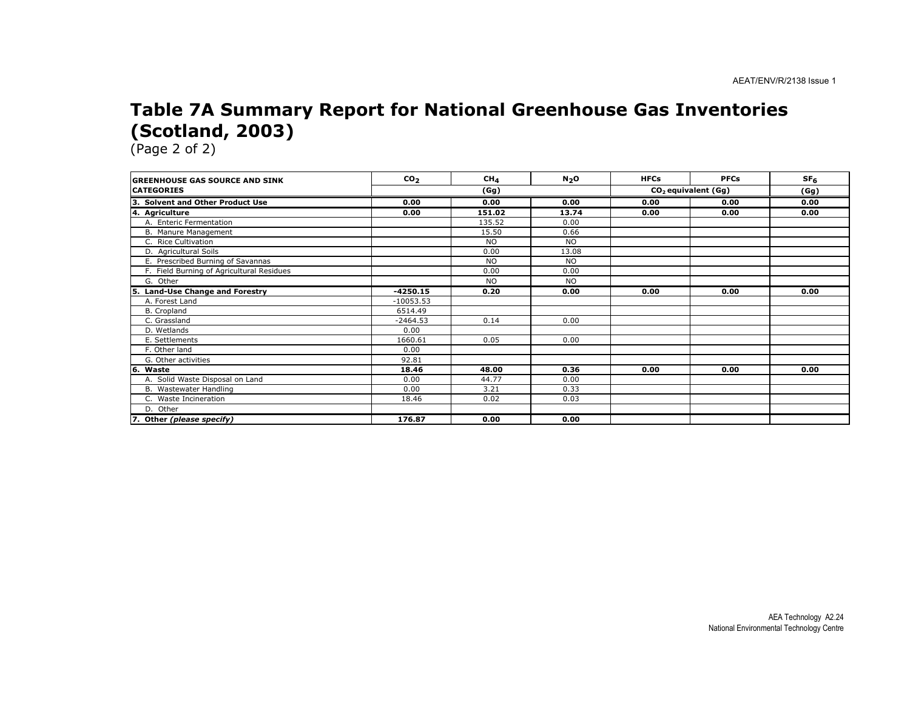# Table 7A Summary Report for National Greenhouse Gas Inventories (Scotland, 2003)

(Page 2 of 2)

| GREENHOUSE GAS SOURCE AND SINK CATEGORIES | $CO_2$ | $CH_4$ | $N_2O$ | HFCs | PFCs | $SF_6$ |
|---|---|---|---|---|---|---|
| | (Gg) | | | $CO_2$ equivalent (Gg) | | (Gg) |
| **3. Solvent and Other Product Use** | **0.00** | **0.00** | **0.00** | **0.00** | **0.00** | **0.00** |
| **4. Agriculture** | **0.00** | **151.02** | **13.74** | **0.00** | **0.00** | **0.00** |
| A. Enteric Fermentation | | 135.52 | 0.00 | | | |
| B. Manure Management | | 15.50 | 0.66 | | | |
| C. Rice Cultivation | | NO | NO | | | |
| D. Agricultural Soils | | 0.00 | 13.08 | | | |
| E. Prescribed Burning of Savannas | | NO | NO | | | |
| F. Field Burning of Agricultural Residues | | 0.00 | 0.00 | | | |
| G. Other | | NO | NO | | | |
| **5. Land-Use Change and Forestry** | **-4250.15** | **0.20** | **0.00** | **0.00** | **0.00** | **0.00** |
| A. Forest Land | -10053.53 | | | | | |
| B. Cropland | 6514.49 | | | | | |
| C. Grassland | -2464.53 | 0.14 | 0.00 | | | |
| D. Wetlands | 0.00 | | | | | |
| E. Settlements | 1660.61 | 0.05 | 0.00 | | | |
| F. Other land | 0.00 | | | | | |
| G. Other activities | 92.81 | | | | | |
| **6. Waste** | **18.46** | **48.00** | **0.36** | **0.00** | **0.00** | **0.00** |
| A. Solid Waste Disposal on Land | 0.00 | 44.77 | 0.00 | | | |
| B. Wastewater Handling | 0.00 | 3.21 | 0.33 | | | |
| C. Waste Incineration | 18.46 | 0.02 | 0.03 | | | |
| D. Other | | | | | | |
| **7. Other *(please specify)*** | **176.87** | **0.00** | **0.00** | | | |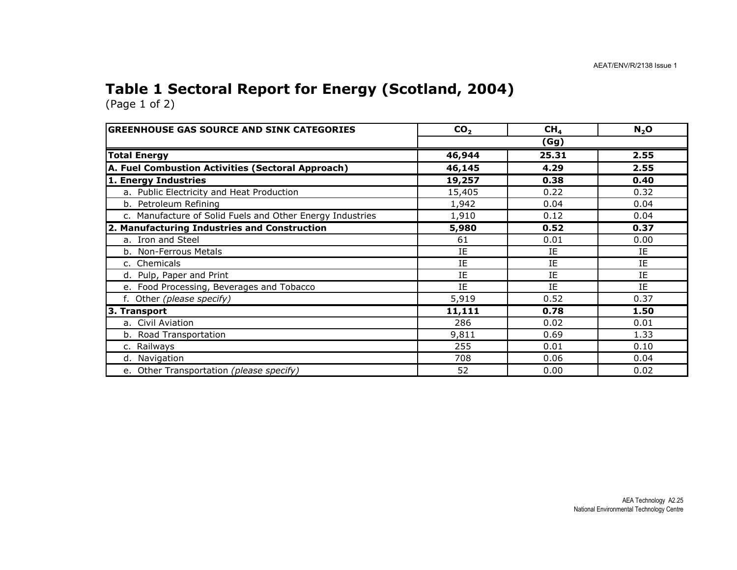## Table 1 Sectoral Report for Energy (Scotland, 2004)

(Page 1 of 2)

| GREENHOUSE GAS SOURCE AND SINK CATEGORIES | $CO_2$ | $CH_4$ | $N_2O$ |
|---|---|---|---|
| | (Gg) | | |
| **Total Energy** | **46,944** | **25.31** | **2.55** |
| **A. Fuel Combustion Activities (Sectoral Approach)** | **46,145** | **4.29** | **2.55** |
| **1. Energy Industries** | **19,257** | **0.38** | **0.40** |
| a. Public Electricity and Heat Production | 15,405 | 0.22 | 0.32 |
| b. Petroleum Refining | 1,942 | 0.04 | 0.04 |
| c. Manufacture of Solid Fuels and Other Energy Industries | 1,910 | 0.12 | 0.04 |
| **2. Manufacturing Industries and Construction** | **5,980** | **0.52** | **0.37** |
| a. Iron and Steel | 61 | 0.01 | 0.00 |
| b. Non-Ferrous Metals | IE | IE | IE |
| c. Chemicals | IE | IE | IE |
| d. Pulp, Paper and Print | IE | IE | IE |
| e. Food Processing, Beverages and Tobacco | IE | IE | IE |
| f. Other *(please specify)* | 5,919 | 0.52 | 0.37 |
| **3. Transport** | **11,111** | **0.78** | **1.50** |
| a. Civil Aviation | 286 | 0.02 | 0.01 |
| b. Road Transportation | 9,811 | 0.69 | 1.33 |
| c. Railways | 255 | 0.01 | 0.10 |
| d. Navigation | 708 | 0.06 | 0.04 |
| e. Other Transportation *(please specify)* | 52 | 0.00 | 0.02 |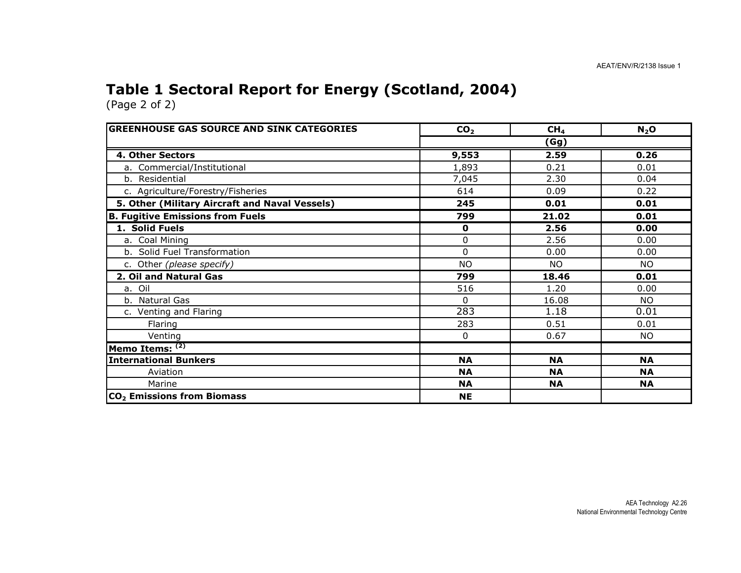# Table 1 Sectoral Report for Energy (Scotland, 2004)

(Page 2 of 2)

| GREENHOUSE GAS SOURCE AND SINK CATEGORIES | $CO_2$ | $CH_4$ | $N_2O$ |
|---|---|---|---|
| | | (Gg) | |
| **4. Other Sectors** | **9,553** | **2.59** | **0.26** |
| a. Commercial/Institutional | 1,893 | 0.21 | 0.01 |
| b. Residential | 7,045 | 2.30 | 0.04 |
| c. Agriculture/Forestry/Fisheries | 614 | 0.09 | 0.22 |
| **5. Other (Military Aircraft and Naval Vessels)** | **245** | **0.01** | **0.01** |
| **B. Fugitive Emissions from Fuels** | **799** | **21.02** | **0.01** |
| **1. Solid Fuels** | **0** | **2.56** | **0.00** |
| a. Coal Mining | 0 | 2.56 | 0.00 |
| b. Solid Fuel Transformation | 0 | 0.00 | 0.00 |
| c. Other *(please specify)* | NO | NO | NO |
| **2. Oil and Natural Gas** | **799** | **18.46** | **0.01** |
| a. Oil | 516 | 1.20 | 0.00 |
| b. Natural Gas | 0 | 16.08 | NO |
| c. Venting and Flaring | 283 | 1.18 | 0.01 |
| Flaring | 283 | 0.51 | 0.01 |
| Venting | 0 | 0.67 | NO |
| **Memo Items:** [(2)] | | | |
| **International Bunkers** | **NA** | **NA** | **NA** |
| Aviation | **NA** | **NA** | **NA** |
| Marine | **NA** | **NA** | **NA** |
| **$CO_2$ Emissions from Biomass** | **NE** | | |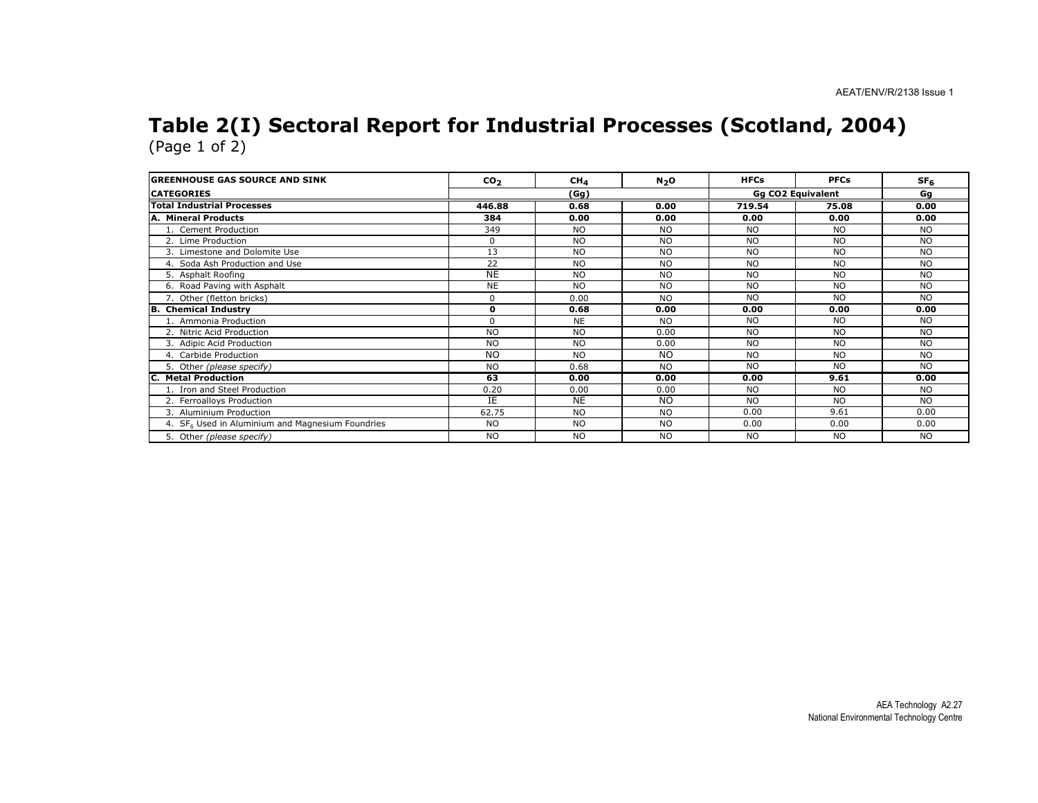# Table 2(I) Sectoral Report for Industrial Processes (Scotland, 2004)

(Page 1 of 2)

| GREENHOUSE GAS SOURCE AND SINK | $CO_2$ | $CH_4$ | $N_2O$ | HFCs | PFCs | $SF_6$ |
|---|---|---|---|---|---|---|
| **CATEGORIES** | (Gg) | | | Gg CO2 Equivalent | | Gg |
| **Total Industrial Processes** | **446.88** | **0.68** | **0.00** | **719.54** | **75.08** | **0.00** |
| **A. Mineral Products** | **384** | **0.00** | **0.00** | **0.00** | **0.00** | **0.00** |
| 1. Cement Production | 349 | NO | NO | NO | NO | NO |
| 2. Lime Production | 0 | NO | NO | NO | NO | NO |
| 3. Limestone and Dolomite Use | 13 | NO | NO | NO | NO | NO |
| 4. Soda Ash Production and Use | 22 | NO | NO | NO | NO | NO |
| 5. Asphalt Roofing | NE | NO | NO | NO | NO | NO |
| 6. Road Paving with Asphalt | NE | NO | NO | NO | NO | NO |
| 7. Other (fletton bricks) | 0 | 0.00 | NO | NO | NO | NO |
| **B. Chemical Industry** | **0** | **0.68** | **0.00** | **0.00** | **0.00** | **0.00** |
| 1. Ammonia Production | 0 | NE | NO | NO | NO | NO |
| 2. Nitric Acid Production | NO | NO | 0.00 | NO | NO | NO |
| 3. Adipic Acid Production | NO | NO | 0.00 | NO | NO | NO |
| 4. Carbide Production | NO | NO | NO | NO | NO | NO |
| 5. Other *(please specify)* | NO | 0.68 | NO | NO | NO | NO |
| **C. Metal Production** | **63** | **0.00** | **0.00** | **0.00** | **9.61** | **0.00** |
| 1. Iron and Steel Production | 0.20 | 0.00 | 0.00 | NO | NO | NO |
| 2. Ferroalloys Production | IE | NE | NO | NO | NO | NO |
| 3. Aluminium Production | 62.75 | NO | NO | 0.00 | 9.61 | 0.00 |
| 4. $SF_6$ Used in Aluminium and Magnesium Foundries | NO | NO | NO | 0.00 | 0.00 | 0.00 |
| 5. Other *(please specify)* | NO | NO | NO | NO | NO | NO |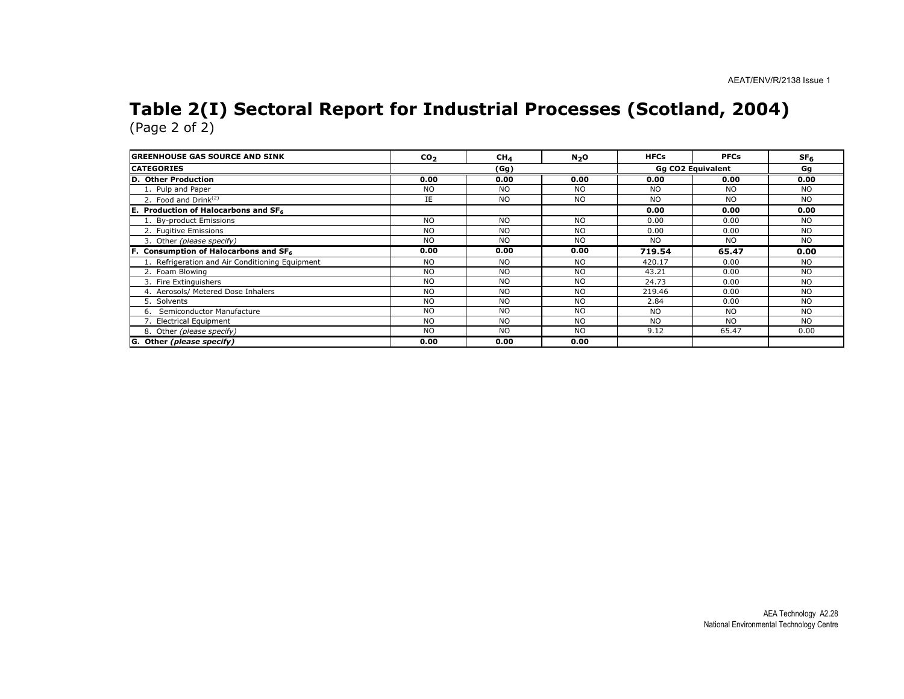# Table 2(I) Sectoral Report for Industrial Processes (Scotland, 2004)

(Page 2 of 2)

| GREENHOUSE GAS SOURCE AND SINK | $CO_2$ | $CH_4$ | $N_2O$ | HFCs | PFCs | $SF_6$ |
|---|---|---|---|---|---|---|
| **CATEGORIES** | | (Gg) | | Gg CO2 Equivalent | | Gg |
| **D. Other Production** | **0.00** | **0.00** | **0.00** | **0.00** | **0.00** | **0.00** |
| 1. Pulp and Paper | NO | NO | NO | NO | NO | NO |
| 2. Food and Drink(2) | IE | NO | NO | NO | NO | NO |
| **E. Production of Halocarbons and $SF_6$** | | | | **0.00** | **0.00** | **0.00** |
| 1. By-product Emissions | NO | NO | NO | 0.00 | 0.00 | NO |
| 2. Fugitive Emissions | NO | NO | NO | 0.00 | 0.00 | NO |
| 3. Other *(please specify)* | NO | NO | NO | NO | NO | NO |
| **F. Consumption of Halocarbons and $SF_6$** | **0.00** | **0.00** | **0.00** | **719.54** | **65.47** | **0.00** |
| 1. Refrigeration and Air Conditioning Equipment | NO | NO | NO | 420.17 | 0.00 | NO |
| 2. Foam Blowing | NO | NO | NO | 43.21 | 0.00 | NO |
| 3. Fire Extinguishers | NO | NO | NO | 24.73 | 0.00 | NO |
| 4. Aerosols/ Metered Dose Inhalers | NO | NO | NO | 219.46 | 0.00 | NO |
| 5. Solvents | NO | NO | NO | 2.84 | 0.00 | NO |
| 6. Semiconductor Manufacture | NO | NO | NO | NO | NO | NO |
| 7. Electrical Equipment | NO | NO | NO | NO | NO | NO |
| 8. Other *(please specify)* | NO | NO | NO | 9.12 | 65.47 | 0.00 |
| **G. Other *(please specify)*** | **0.00** | **0.00** | **0.00** | | | |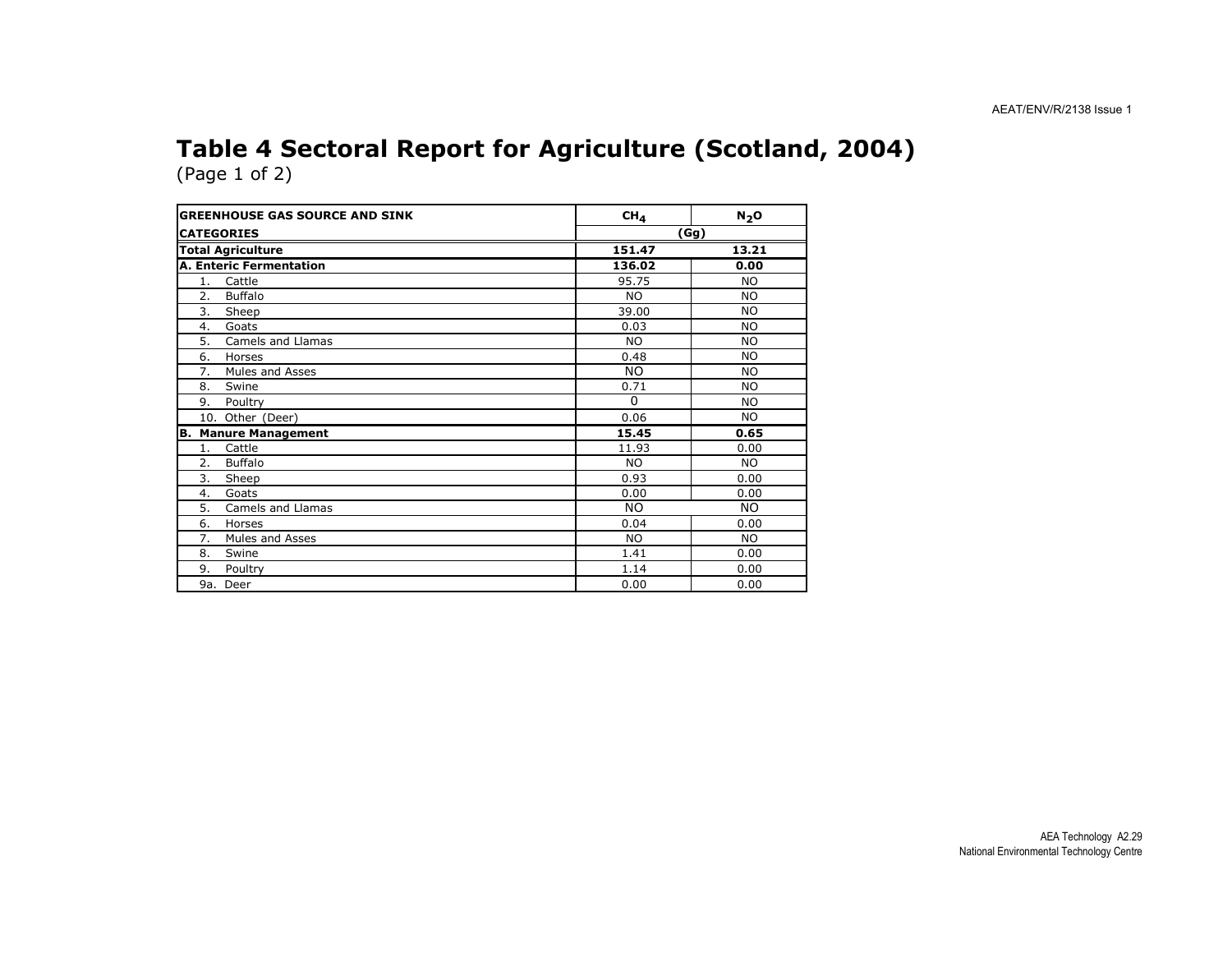# Table 4 Sectoral Report for Agriculture (Scotland, 2004)

(Page 1 of 2)

| GREENHOUSE GAS SOURCE AND SINK | $CH_4$ | $N_2O$ |
|---|---|---|
| CATEGORIES | (Gg) | |
| **Total Agriculture** | **151.47** | **13.21** |
| **A. Enteric Fermentation** | **136.02** | **0.00** |
| 1. Cattle | 95.75 | NO |
| 2. Buffalo | NO | NO |
| 3. Sheep | 39.00 | NO |
| 4. Goats | 0.03 | NO |
| 5. Camels and Llamas | NO | NO |
| 6. Horses | 0.48 | NO |
| 7. Mules and Asses | NO | NO |
| 8. Swine | 0.71 | NO |
| 9. Poultry | 0 | NO |
| 10. Other (Deer) | 0.06 | NO |
| **B. Manure Management** | **15.45** | **0.65** |
| 1. Cattle | 11.93 | 0.00 |
| 2. Buffalo | NO | NO |
| 3. Sheep | 0.93 | 0.00 |
| 4. Goats | 0.00 | 0.00 |
| 5. Camels and Llamas | NO | NO |
| 6. Horses | 0.04 | 0.00 |
| 7. Mules and Asses | NO | NO |
| 8. Swine | 1.41 | 0.00 |
| 9. Poultry | 1.14 | 0.00 |
| 9a. Deer | 0.00 | 0.00 |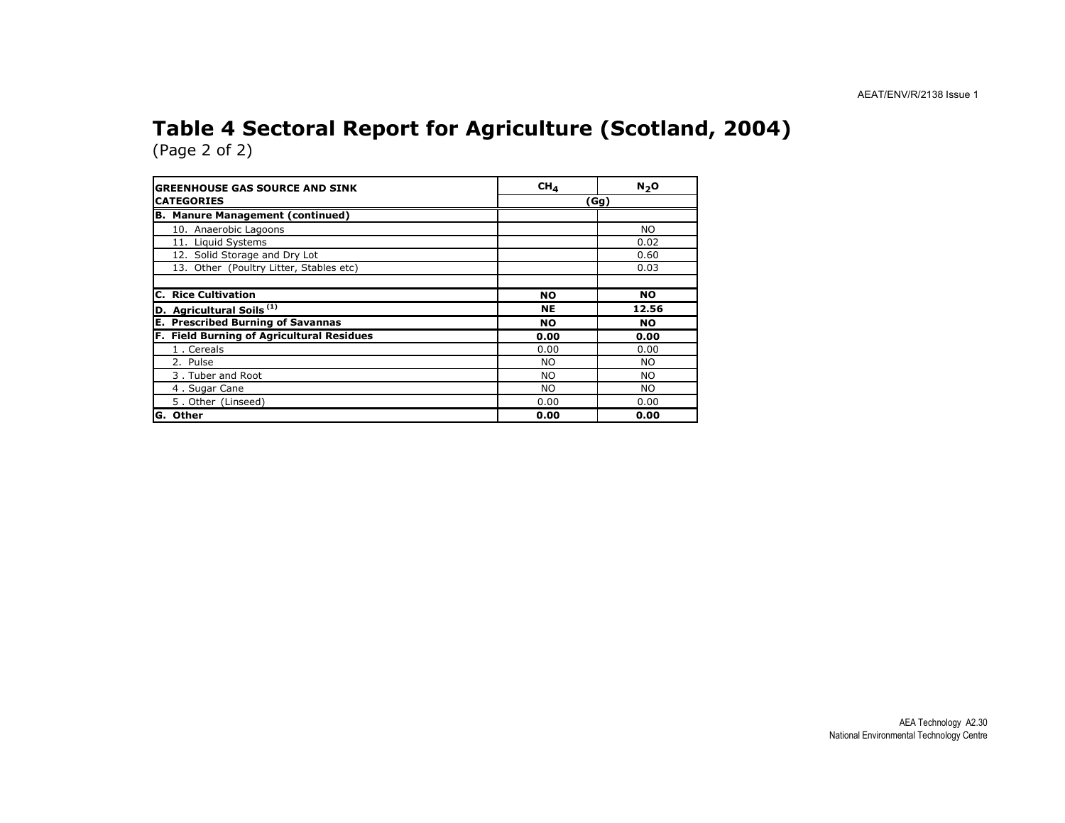# Table 4 Sectoral Report for Agriculture (Scotland, 2004)

(Page 2 of 2)

| GREENHOUSE GAS SOURCE AND SINK CATEGORIES | $CH_4$ | $N_2O$ |
|---|---|---|
| | (Gg) | |
| **B. Manure Management (continued)** | | |
| 10. Anaerobic Lagoons | | NO |
| 11. Liquid Systems | | 0.02 |
| 12. Solid Storage and Dry Lot | | 0.60 |
| 13. Other (Poultry Litter, Stables etc) | | 0.03 |
| | | |
| **C. Rice Cultivation** | **NO** | **NO** |
| **D. Agricultural Soils [1]** | **NE** | **12.56** |
| **E. Prescribed Burning of Savannas** | **NO** | **NO** |
| **F. Field Burning of Agricultural Residues** | **0.00** | **0.00** |
| 1 . Cereals | 0.00 | 0.00 |
| 2. Pulse | NO | NO |
| 3 . Tuber and Root | NO | NO |
| 4 . Sugar Cane | NO | NO |
| 5 . Other (Linseed) | 0.00 | 0.00 |
| **G. Other** | **0.00** | **0.00** |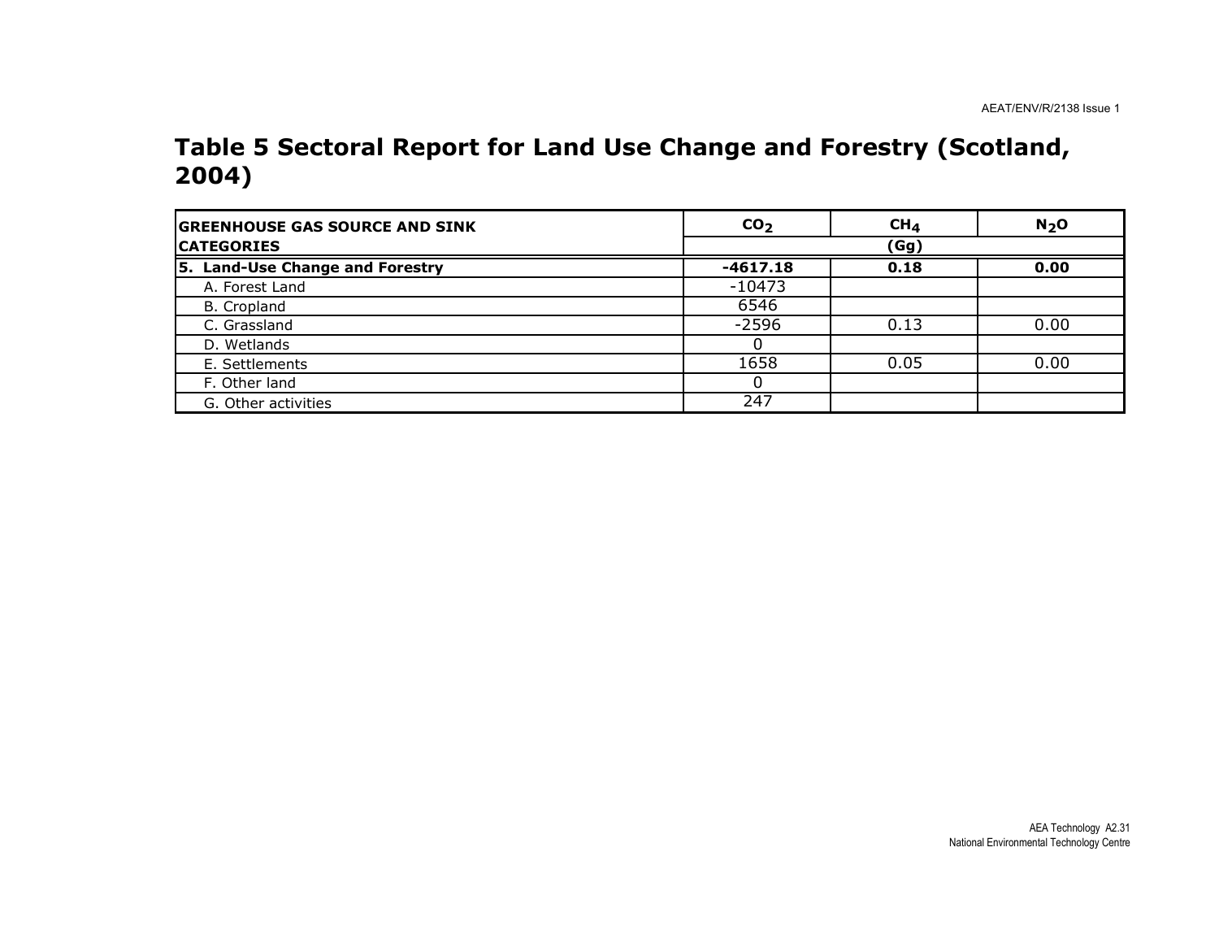## Table 5 Sectoral Report for Land Use Change and Forestry (Scotland, 2004)

| GREENHOUSE GAS SOURCE AND SINK CATEGORIES | $CO_2$ | $CH_4$ | $N_2O$ |
|---|---|---|---|
| | (Gg) | | |
| **5. Land-Use Change and Forestry** | **-4617.18** | **0.18** | **0.00** |
| A. Forest Land | -10473 | | |
| B. Cropland | 6546 | | |
| C. Grassland | -2596 | 0.13 | 0.00 |
| D. Wetlands | 0 | | |
| E. Settlements | 1658 | 0.05 | 0.00 |
| F. Other land | 0 | | |
| G. Other activities | 247 | | |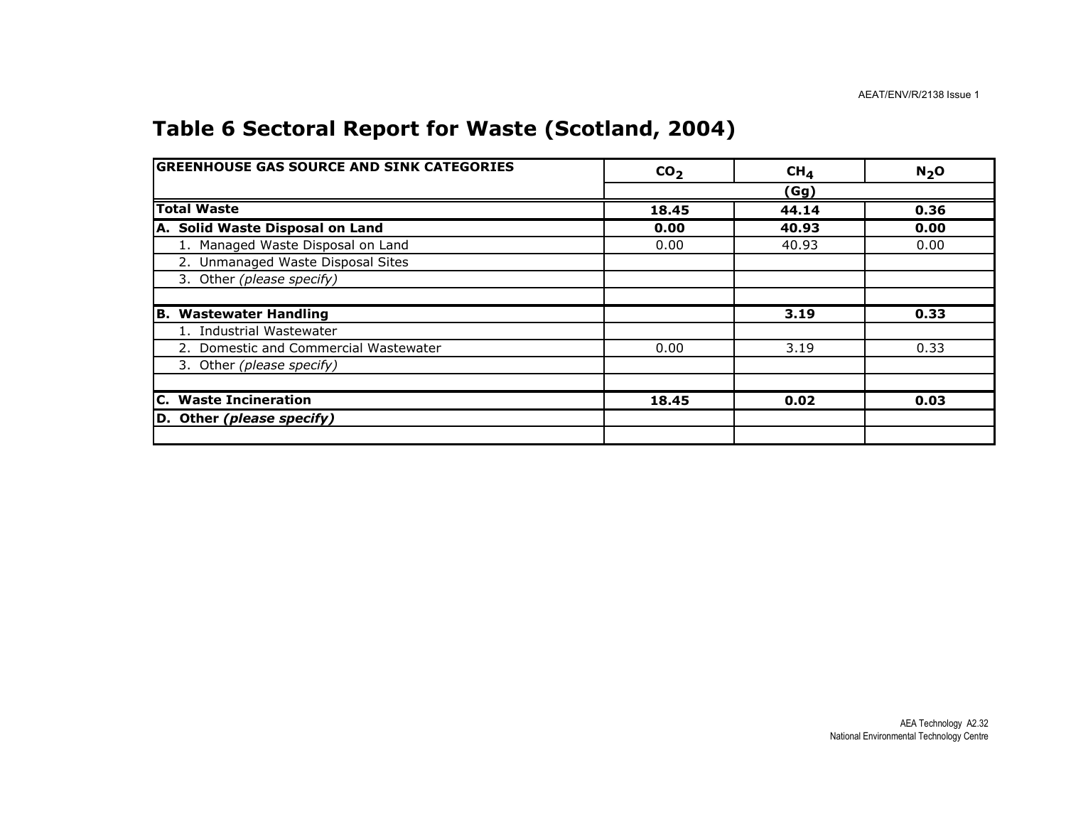# Table 6 Sectoral Report for Waste (Scotland, 2004)

| GREENHOUSE GAS SOURCE AND SINK CATEGORIES | $CO_2$ | $CH_4$ | $N_2O$ |
|---|---|---|---|
| | (Gg) | | |
| **Total Waste** | **18.45** | **44.14** | **0.36** |
| **A. Solid Waste Disposal on Land** | **0.00** | **40.93** | **0.00** |
| 1. Managed Waste Disposal on Land | 0.00 | 40.93 | 0.00 |
| 2. Unmanaged Waste Disposal Sites | | | |
| 3. Other *(please specify)* | | | |
| | | | |
| **B. Wastewater Handling** | | **3.19** | **0.33** |
| 1. Industrial Wastewater | | | |
| 2. Domestic and Commercial Wastewater | 0.00 | 3.19 | 0.33 |
| 3. Other *(please specify)* | | | |
| | | | |
| **C. Waste Incineration** | **18.45** | **0.02** | **0.03** |
| **D. Other *(please specify)*** | | | |
| | | | |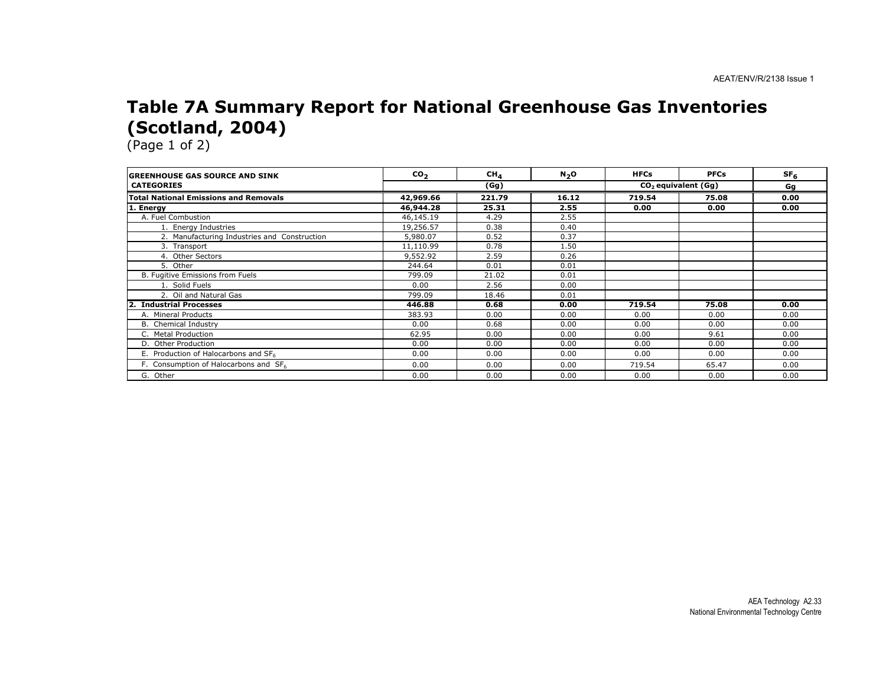# Table 7A Summary Report for National Greenhouse Gas Inventories (Scotland, 2004)

(Page 1 of 2)

| GREENHOUSE GAS SOURCE AND SINK CATEGORIES | $CO_2$ | $CH_4$ | $N_2O$ | HFCs | PFCs | $SF_6$ |
|---|---|---|---|---|---|---|
| | (Gg) | | | $CO_2$ equivalent (Gg) | | Gg |
| **Total National Emissions and Removals** | **42,969.66** | **221.79** | **16.12** | **719.54** | **75.08** | **0.00** |
| **1. Energy** | **46,944.28** | **25.31** | **2.55** | **0.00** | **0.00** | **0.00** |
| A. Fuel Combustion | 46,145.19 | 4.29 | 2.55 | | | |
| 1. Energy Industries | 19,256.57 | 0.38 | 0.40 | | | |
| 2. Manufacturing Industries and Construction | 5,980.07 | 0.52 | 0.37 | | | |
| 3. Transport | 11,110.99 | 0.78 | 1.50 | | | |
| 4. Other Sectors | 9,552.92 | 2.59 | 0.26 | | | |
| 5. Other | 244.64 | 0.01 | 0.01 | | | |
| B. Fugitive Emissions from Fuels | 799.09 | 21.02 | 0.01 | | | |
| 1. Solid Fuels | 0.00 | 2.56 | 0.00 | | | |
| 2. Oil and Natural Gas | 799.09 | 18.46 | 0.01 | | | |
| **2. Industrial Processes** | **446.88** | **0.68** | **0.00** | **719.54** | **75.08** | **0.00** |
| A. Mineral Products | 383.93 | 0.00 | 0.00 | 0.00 | 0.00 | 0.00 |
| B. Chemical Industry | 0.00 | 0.68 | 0.00 | 0.00 | 0.00 | 0.00 |
| C. Metal Production | 62.95 | 0.00 | 0.00 | 0.00 | 9.61 | 0.00 |
| D. Other Production | 0.00 | 0.00 | 0.00 | 0.00 | 0.00 | 0.00 |
| E. Production of Halocarbons and $SF_6$ | 0.00 | 0.00 | 0.00 | 0.00 | 0.00 | 0.00 |
| F. Consumption of Halocarbons and $SF_6$ | 0.00 | 0.00 | 0.00 | 719.54 | 65.47 | 0.00 |
| G. Other | 0.00 | 0.00 | 0.00 | 0.00 | 0.00 | 0.00 |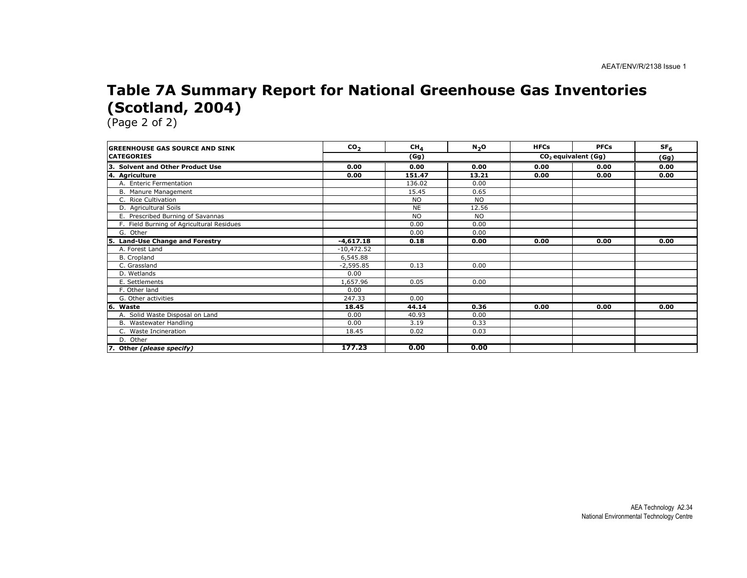# Table 7A Summary Report for National Greenhouse Gas Inventories (Scotland, 2004)

(Page 2 of 2)

| GREENHOUSE GAS SOURCE AND SINK CATEGORIES | $CO_2$ | $CH_4$ | $N_2O$ | HFCs | PFCs | $SF_6$ |
|---|---|---|---|---|---|---|
| | (Gg) | | | $CO_2$ equivalent (Gg) | | (Gg) |
| **3. Solvent and Other Product Use** | **0.00** | **0.00** | **0.00** | **0.00** | **0.00** | **0.00** |
| **4. Agriculture** | **0.00** | **151.47** | **13.21** | **0.00** | **0.00** | **0.00** |
| A. Enteric Fermentation | | 136.02 | 0.00 | | | |
| B. Manure Management | | 15.45 | 0.65 | | | |
| C. Rice Cultivation | | NO | NO | | | |
| D. Agricultural Soils | | NE | 12.56 | | | |
| E. Prescribed Burning of Savannas | | NO | NO | | | |
| F. Field Burning of Agricultural Residues | | 0.00 | 0.00 | | | |
| G. Other | | 0.00 | 0.00 | | | |
| **5. Land-Use Change and Forestry** | **-4,617.18** | **0.18** | **0.00** | **0.00** | **0.00** | **0.00** |
| A. Forest Land | -10,472.52 | | | | | |
| B. Cropland | 6,545.88 | | | | | |
| C. Grassland | -2,595.85 | 0.13 | 0.00 | | | |
| D. Wetlands | 0.00 | | | | | |
| E. Settlements | 1,657.96 | 0.05 | 0.00 | | | |
| F. Other land | 0.00 | | | | | |
| G. Other activities | 247.33 | 0.00 | | | | |
| **6. Waste** | **18.45** | **44.14** | **0.36** | **0.00** | **0.00** | **0.00** |
| A. Solid Waste Disposal on Land | 0.00 | 40.93 | 0.00 | | | |
| B. Wastewater Handling | 0.00 | 3.19 | 0.33 | | | |
| C. Waste Incineration | 18.45 | 0.02 | 0.03 | | | |
| D. Other | | | | | | |
| **7. Other *(please specify)*** | **177.23** | **0.00** | **0.00** | | | |